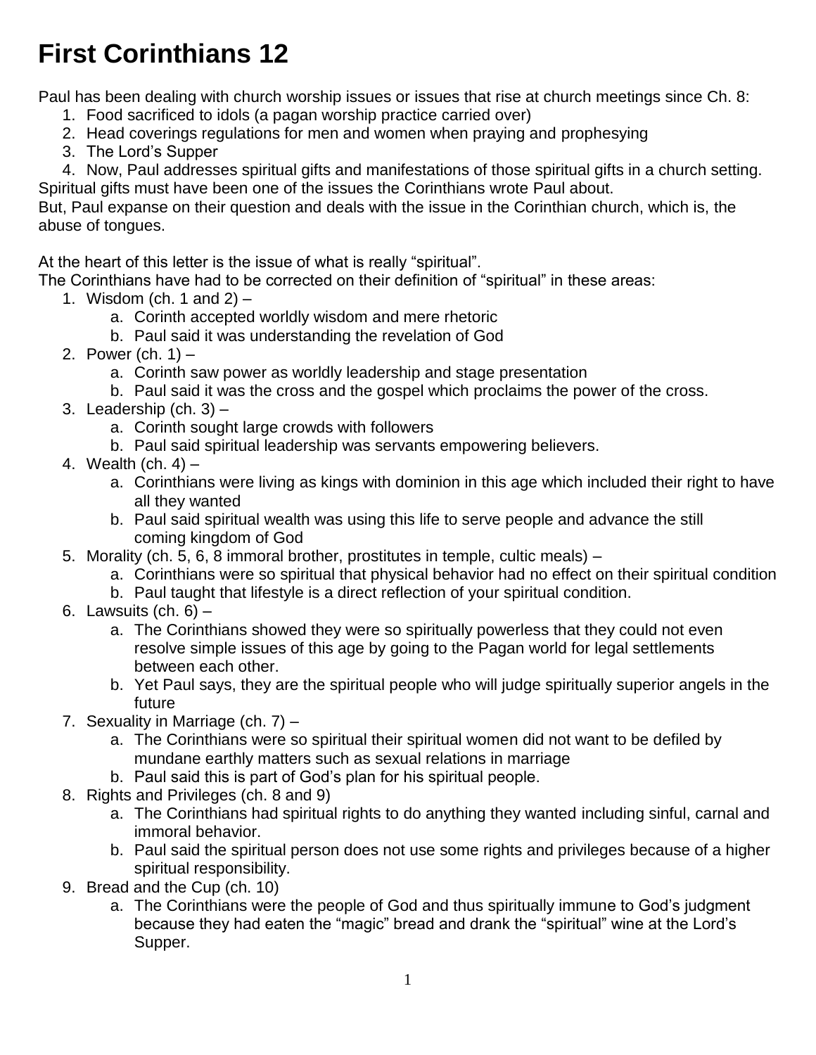# First Corinthians 12

Paul has been dealing with church worship issues or issues that rise at church meetings since Ch. 8:

1. Food sacrificed to idols (a pagan worship practice carried over)
2. Head coverings regulations for men and women when praying and prophesying
3. The Lord's Supper
4. Now, Paul addresses spiritual gifts and manifestations of those spiritual gifts in a church setting.

Spiritual gifts must have been one of the issues the Corinthians wrote Paul about.
But, Paul expanse on their question and deals with the issue in the Corinthian church, which is, the abuse of tongues.

At the heart of this letter is the issue of what is really "spiritual".
The Corinthians have had to be corrected on their definition of "spiritual" in these areas:

1. Wisdom (ch. 1 and 2) –
   a. Corinth accepted worldly wisdom and mere rhetoric
   b. Paul said it was understanding the revelation of God
2. Power (ch. 1) –
   a. Corinth saw power as worldly leadership and stage presentation
   b. Paul said it was the cross and the gospel which proclaims the power of the cross.
3. Leadership (ch. 3) –
   a. Corinth sought large crowds with followers
   b. Paul said spiritual leadership was servants empowering believers.
4. Wealth (ch. 4) –
   a. Corinthians were living as kings with dominion in this age which included their right to have all they wanted
   b. Paul said spiritual wealth was using this life to serve people and advance the still coming kingdom of God
5. Morality (ch. 5, 6, 8 immoral brother, prostitutes in temple, cultic meals) –
   a. Corinthians were so spiritual that physical behavior had no effect on their spiritual condition
   b. Paul taught that lifestyle is a direct reflection of your spiritual condition.
6. Lawsuits (ch. 6) –
   a. The Corinthians showed they were so spiritually powerless that they could not even resolve simple issues of this age by going to the Pagan world for legal settlements between each other.
   b. Yet Paul says, they are the spiritual people who will judge spiritually superior angels in the future
7. Sexuality in Marriage (ch. 7) –
   a. The Corinthians were so spiritual their spiritual women did not want to be defiled by mundane earthly matters such as sexual relations in marriage
   b. Paul said this is part of God's plan for his spiritual people.
8. Rights and Privileges (ch. 8 and 9)
   a. The Corinthians had spiritual rights to do anything they wanted including sinful, carnal and immoral behavior.
   b. Paul said the spiritual person does not use some rights and privileges because of a higher spiritual responsibility.
9. Bread and the Cup (ch. 10)
   a. The Corinthians were the people of God and thus spiritually immune to God's judgment because they had eaten the "magic" bread and drank the "spiritual" wine at the Lord's Supper.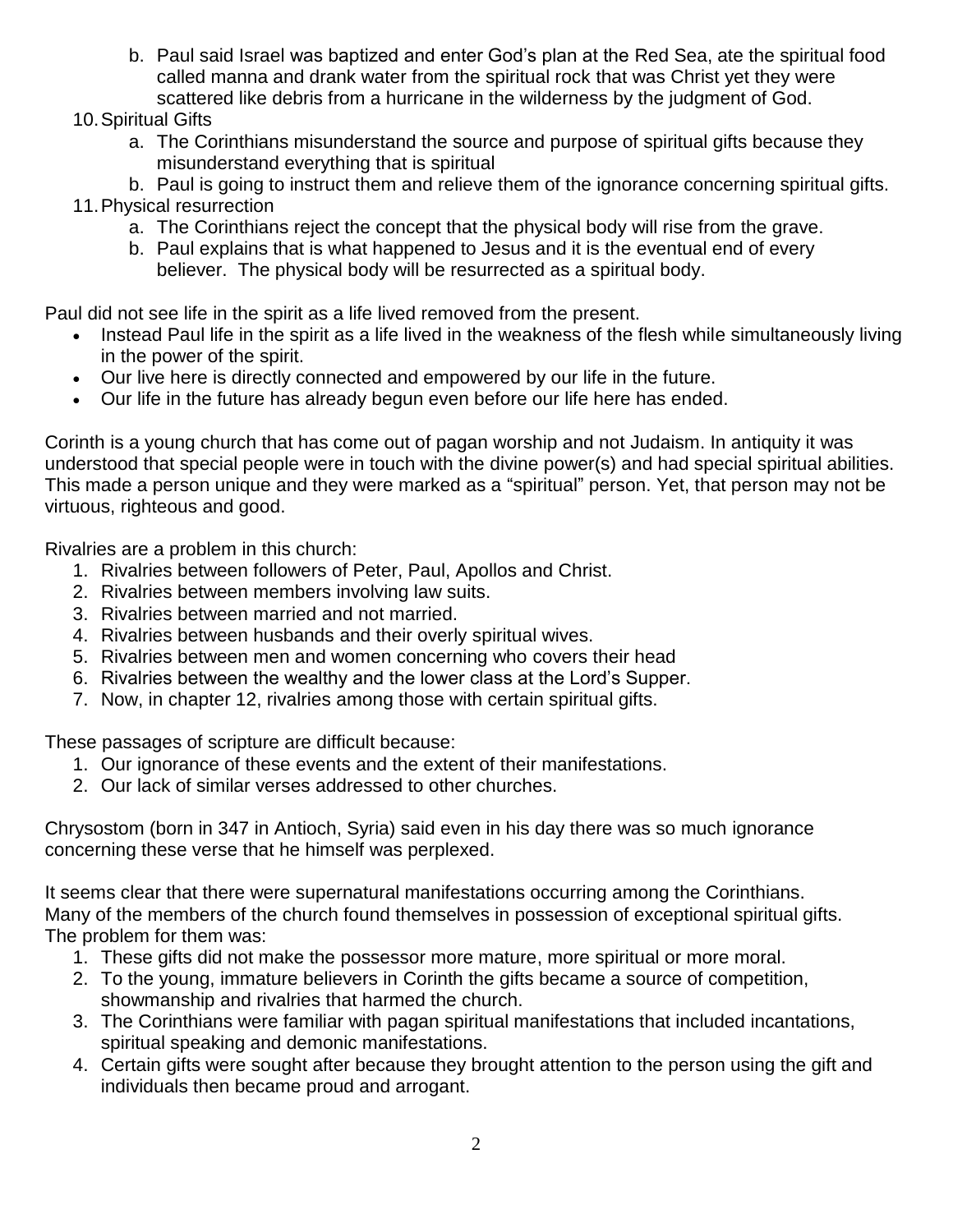b. Paul said Israel was baptized and enter God's plan at the Red Sea, ate the spiritual food called manna and drank water from the spiritual rock that was Christ yet they were scattered like debris from a hurricane in the wilderness by the judgment of God.

10. Spiritual Gifts
    a. The Corinthians misunderstand the source and purpose of spiritual gifts because they misunderstand everything that is spiritual
    b. Paul is going to instruct them and relieve them of the ignorance concerning spiritual gifts.
11. Physical resurrection
    a. The Corinthians reject the concept that the physical body will rise from the grave.
    b. Paul explains that is what happened to Jesus and it is the eventual end of every believer. The physical body will be resurrected as a spiritual body.

Paul did not see life in the spirit as a life lived removed from the present.

- Instead Paul life in the spirit as a life lived in the weakness of the flesh while simultaneously living in the power of the spirit.
- Our live here is directly connected and empowered by our life in the future.
- Our life in the future has already begun even before our life here has ended.

Corinth is a young church that has come out of pagan worship and not Judaism. In antiquity it was understood that special people were in touch with the divine power(s) and had special spiritual abilities. This made a person unique and they were marked as a "spiritual" person. Yet, that person may not be virtuous, righteous and good.

Rivalries are a problem in this church:

1. Rivalries between followers of Peter, Paul, Apollos and Christ.
2. Rivalries between members involving law suits.
3. Rivalries between married and not married.
4. Rivalries between husbands and their overly spiritual wives.
5. Rivalries between men and women concerning who covers their head
6. Rivalries between the wealthy and the lower class at the Lord's Supper.
7. Now, in chapter 12, rivalries among those with certain spiritual gifts.

These passages of scripture are difficult because:

1. Our ignorance of these events and the extent of their manifestations.
2. Our lack of similar verses addressed to other churches.

Chrysostom (born in 347 in Antioch, Syria) said even in his day there was so much ignorance concerning these verse that he himself was perplexed.

It seems clear that there were supernatural manifestations occurring among the Corinthians. Many of the members of the church found themselves in possession of exceptional spiritual gifts. The problem for them was:

1. These gifts did not make the possessor more mature, more spiritual or more moral.
2. To the young, immature believers in Corinth the gifts became a source of competition, showmanship and rivalries that harmed the church.
3. The Corinthians were familiar with pagan spiritual manifestations that included incantations, spiritual speaking and demonic manifestations.
4. Certain gifts were sought after because they brought attention to the person using the gift and individuals then became proud and arrogant.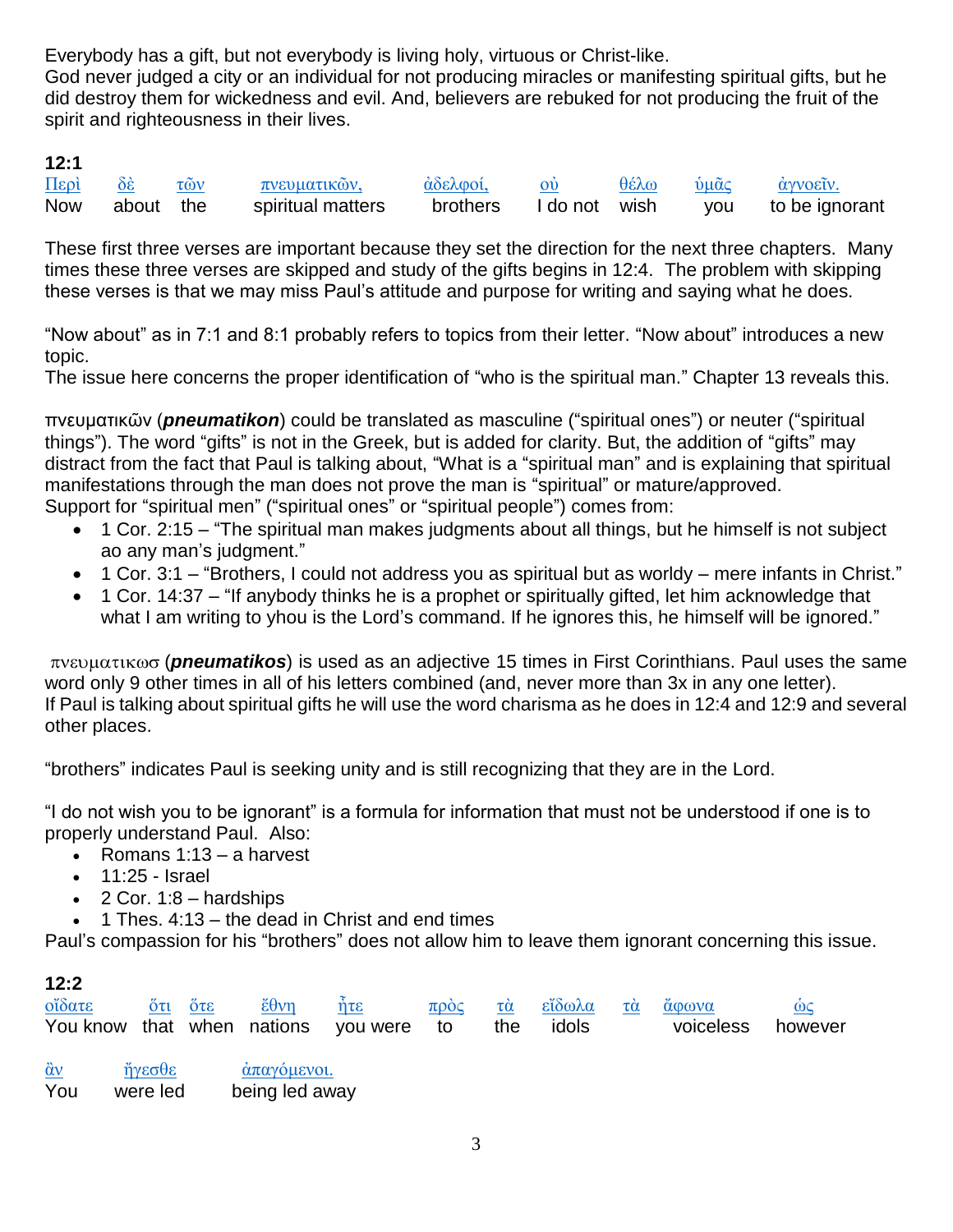Everybody has a gift, but not everybody is living holy, virtuous or Christ-like.
God never judged a city or an individual for not producing miracles or manifesting spiritual gifts, but he did destroy them for wickedness and evil. And, believers are rebuked for not producing the fruit of the spirit and righteousness in their lives.

**12:1**

| Περὶ | δὲ | τῶν | πνευματικῶν, | ἀδελφοί, | οὐ | θέλω | ὑμᾶς | ἀγνοεῖν. |
|---|---|---|---|---|---|---|---|---|
| Now | about | the | spiritual matters | brothers | I do not | wish | you | to be ignorant |

These first three verses are important because they set the direction for the next three chapters. Many times these three verses are skipped and study of the gifts begins in 12:4. The problem with skipping these verses is that we may miss Paul's attitude and purpose for writing and saying what he does.

"Now about" as in 7:1 and 8:1 probably refers to topics from their letter. "Now about" introduces a new topic.
The issue here concerns the proper identification of "who is the spiritual man." Chapter 13 reveals this.

πνευματικῶν (***pneumatikon***) could be translated as masculine ("spiritual ones") or neuter ("spiritual things"). The word "gifts" is not in the Greek, but is added for clarity. But, the addition of "gifts" may distract from the fact that Paul is talking about, "What is a "spiritual man" and is explaining that spiritual manifestations through the man does not prove the man is "spiritual" or mature/approved.
Support for "spiritual men" ("spiritual ones" or "spiritual people") comes from:

- 1 Cor. 2:15 – "The spiritual man makes judgments about all things, but he himself is not subject ao any man's judgment."
- 1 Cor. 3:1 – "Brothers, I could not address you as spiritual but as worldy – mere infants in Christ."
- 1 Cor. 14:37 – "If anybody thinks he is a prophet or spiritually gifted, let him acknowledge that what I am writing to yhou is the Lord's command. If he ignores this, he himself will be ignored."

πνευματικωσ (***pneumatikos***) is used as an adjective 15 times in First Corinthians. Paul uses the same word only 9 other times in all of his letters combined (and, never more than 3x in any one letter).
If Paul is talking about spiritual gifts he will use the word charisma as he does in 12:4 and 12:9 and several other places.

"brothers" indicates Paul is seeking unity and is still recognizing that they are in the Lord.

"I do not wish you to be ignorant" is a formula for information that must not be understood if one is to properly understand Paul. Also:

- Romans 1:13 – a harvest
- 11:25 - Israel
- 2 Cor. 1:8 – hardships
- 1 Thes. 4:13 – the dead in Christ and end times

Paul's compassion for his "brothers" does not allow him to leave them ignorant concerning this issue.

**12:2**

| οἴδατε | ὅτι | ὅτε | ἔθνη | ἦτε | πρὸς | τὰ | εἴδωλα | τὰ | ἄφωνα | ὡς |
|---|---|---|---|---|---|---|---|---|---|---|
| You know | that | when | nations | you were | to | the | idols | | voiceless | however |

| ἂν | ἤγεσθε | ἀπαγόμενοι. |
|---|---|---|
| You | were led | being led away |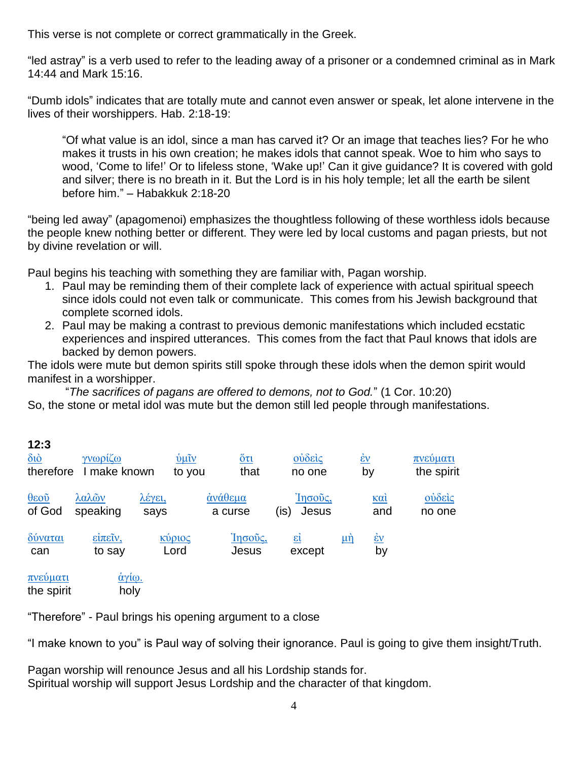This verse is not complete or correct grammatically in the Greek.

“led astray” is a verb used to refer to the leading away of a prisoner or a condemned criminal as in Mark 14:44 and Mark 15:16.

“Dumb idols” indicates that are totally mute and cannot even answer or speak, let alone intervene in the lives of their worshippers. Hab. 2:18-19:

> “Of what value is an idol, since a man has carved it? Or an image that teaches lies? For he who makes it trusts in his own creation; he makes idols that cannot speak. Woe to him who says to wood, ‘Come to life!’ Or to lifeless stone, ‘Wake up!’ Can it give guidance? It is covered with gold and silver; there is no breath in it. But the Lord is in his holy temple; let all the earth be silent before him.” – Habakkuk 2:18-20

“being led away” (apagomenoi) emphasizes the thoughtless following of these worthless idols because the people knew nothing better or different. They were led by local customs and pagan priests, but not by divine revelation or will.

Paul begins his teaching with something they are familiar with, Pagan worship.

1. Paul may be reminding them of their complete lack of experience with actual spiritual speech since idols could not even talk or communicate. This comes from his Jewish background that complete scorned idols.
2. Paul may be making a contrast to previous demonic manifestations which included ecstatic experiences and inspired utterances. This comes from the fact that Paul knows that idols are backed by demon powers.

The idols were mute but demon spirits still spoke through these idols when the demon spirit would manifest in a worshipper.

“*The sacrifices of pagans are offered to demons, not to God.*” (1 Cor. 10:20)

So, the stone or metal idol was mute but the demon still led people through manifestations.

**12:3**

| διὸ | γνωρίζω | ὑμῖν | ὅτι | οὐδεὶς | ἐν | πνεύματι |
|---|---|---|---|---|---|---|
| therefore | I make known | to you | that | no one | by | the spirit |

| θεοῦ | λαλῶν | λέγει, | ἀνάθεμα | Ἰησοῦς, | καὶ | οὐδεὶς |
|---|---|---|---|---|---|---|
| of God | speaking | says | a curse | (is) Jesus | and | no one |

| δύναται | εἰπεῖν, | κύριος | Ἰησοῦς, | εἰ | μὴ | ἐν |
|---|---|---|---|---|---|---|
| can | to say | Lord | Jesus | except | | by |

| πνεύματι | ἁγίῳ. |
|---|---|
| the spirit | holy |

“Therefore” - Paul brings his opening argument to a close

“I make known to you” is Paul way of solving their ignorance. Paul is going to give them insight/Truth.

Pagan worship will renounce Jesus and all his Lordship stands for.
Spiritual worship will support Jesus Lordship and the character of that kingdom.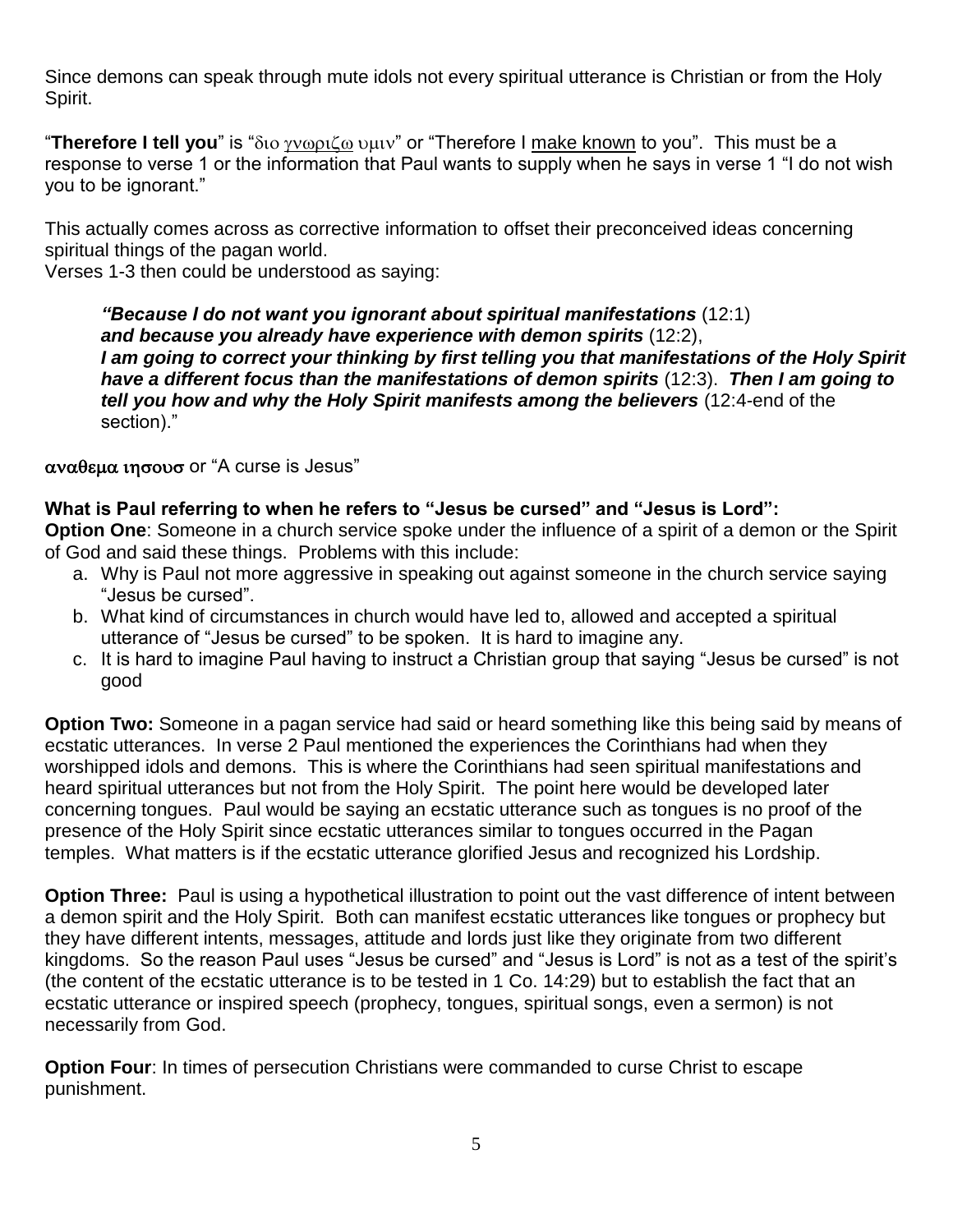Since demons can speak through mute idols not every spiritual utterance is Christian or from the Holy Spirit.

"**Therefore I tell you**" is "διο γνωριζω υμιν" or "Therefore I make known to you". This must be a response to verse 1 or the information that Paul wants to supply when he says in verse 1 "I do not wish you to be ignorant."

This actually comes across as corrective information to offset their preconceived ideas concerning spiritual things of the pagan world.
Verses 1-3 then could be understood as saying:

> ***"Because I do not want you ignorant about spiritual manifestations*** (12:1) ***and because you already have experience with demon spirits*** (12:2), ***I am going to correct your thinking by first telling you that manifestations of the Holy Spirit have a different focus than the manifestations of demon spirits*** (12:3). ***Then I am going to tell you how and why the Holy Spirit manifests among the believers*** (12:4-end of the section)."

**αναθεμα ιησουσ** or "A curse is Jesus"

**What is Paul referring to when he refers to "Jesus be cursed" and "Jesus is Lord":**
**Option One**: Someone in a church service spoke under the influence of a spirit of a demon or the Spirit of God and said these things. Problems with this include:

a. Why is Paul not more aggressive in speaking out against someone in the church service saying "Jesus be cursed".
b. What kind of circumstances in church would have led to, allowed and accepted a spiritual utterance of "Jesus be cursed" to be spoken. It is hard to imagine any.
c. It is hard to imagine Paul having to instruct a Christian group that saying "Jesus be cursed" is not good

**Option Two:** Someone in a pagan service had said or heard something like this being said by means of ecstatic utterances. In verse 2 Paul mentioned the experiences the Corinthians had when they worshipped idols and demons. This is where the Corinthians had seen spiritual manifestations and heard spiritual utterances but not from the Holy Spirit. The point here would be developed later concerning tongues. Paul would be saying an ecstatic utterance such as tongues is no proof of the presence of the Holy Spirit since ecstatic utterances similar to tongues occurred in the Pagan temples. What matters is if the ecstatic utterance glorified Jesus and recognized his Lordship.

**Option Three:** Paul is using a hypothetical illustration to point out the vast difference of intent between a demon spirit and the Holy Spirit. Both can manifest ecstatic utterances like tongues or prophecy but they have different intents, messages, attitude and lords just like they originate from two different kingdoms. So the reason Paul uses "Jesus be cursed" and "Jesus is Lord" is not as a test of the spirit's (the content of the ecstatic utterance is to be tested in 1 Co. 14:29) but to establish the fact that an ecstatic utterance or inspired speech (prophecy, tongues, spiritual songs, even a sermon) is not necessarily from God.

**Option Four**: In times of persecution Christians were commanded to curse Christ to escape punishment.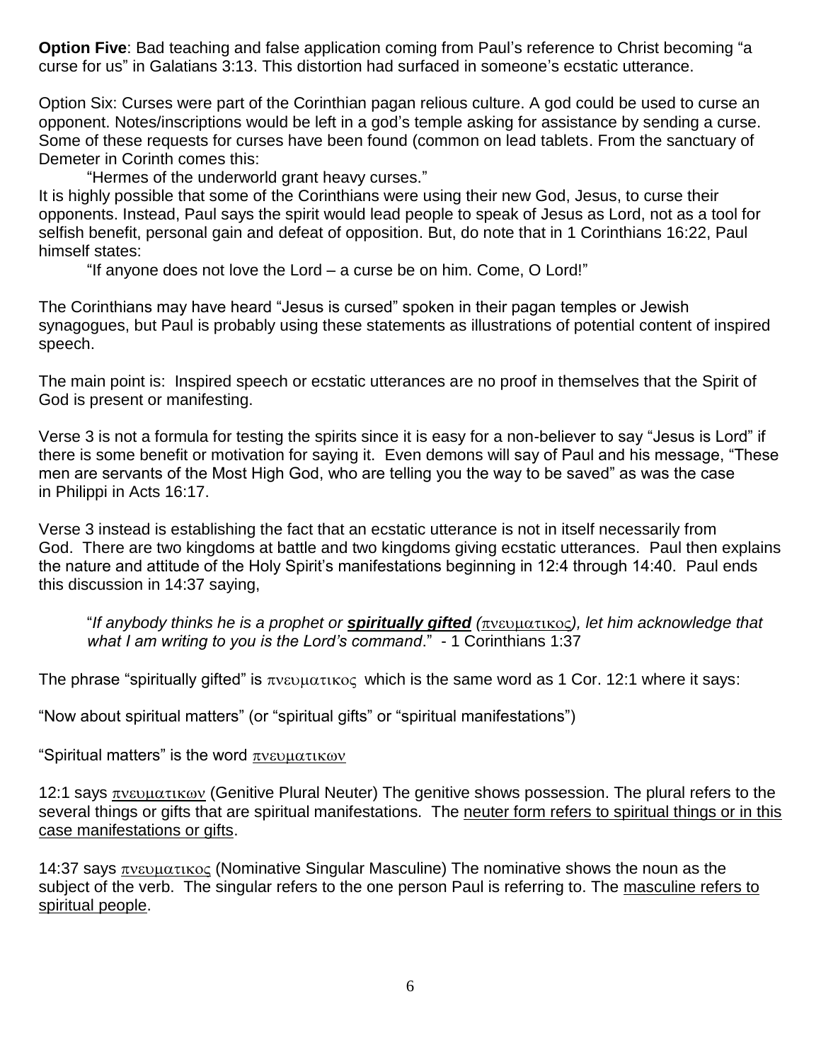**Option Five**: Bad teaching and false application coming from Paul's reference to Christ becoming "a curse for us" in Galatians 3:13. This distortion had surfaced in someone's ecstatic utterance.

Option Six: Curses were part of the Corinthian pagan relious culture. A god could be used to curse an opponent. Notes/inscriptions would be left in a god's temple asking for assistance by sending a curse. Some of these requests for curses have been found (common on lead tablets. From the sanctuary of Demeter in Corinth comes this:

"Hermes of the underworld grant heavy curses."

It is highly possible that some of the Corinthians were using their new God, Jesus, to curse their opponents. Instead, Paul says the spirit would lead people to speak of Jesus as Lord, not as a tool for selfish benefit, personal gain and defeat of opposition. But, do note that in 1 Corinthians 16:22, Paul himself states:

"If anyone does not love the Lord – a curse be on him. Come, O Lord!"

The Corinthians may have heard "Jesus is cursed" spoken in their pagan temples or Jewish synagogues, but Paul is probably using these statements as illustrations of potential content of inspired speech.

The main point is: Inspired speech or ecstatic utterances are no proof in themselves that the Spirit of God is present or manifesting.

Verse 3 is not a formula for testing the spirits since it is easy for a non-believer to say "Jesus is Lord" if there is some benefit or motivation for saying it. Even demons will say of Paul and his message, "These men are servants of the Most High God, who are telling you the way to be saved" as was the case in Philippi in Acts 16:17.

Verse 3 instead is establishing the fact that an ecstatic utterance is not in itself necessarily from God. There are two kingdoms at battle and two kingdoms giving ecstatic utterances. Paul then explains the nature and attitude of the Holy Spirit's manifestations beginning in 12:4 through 14:40. Paul ends this discussion in 14:37 saying,

> "*If anybody thinks he is a prophet or **spiritually gifted** (πνευματικος), let him acknowledge that what I am writing to you is the Lord's command*." - 1 Corinthians 1:37

The phrase "spiritually gifted" is πνευματικος which is the same word as 1 Cor. 12:1 where it says:

"Now about spiritual matters" (or "spiritual gifts" or "spiritual manifestations")

"Spiritual matters" is the word πνευματικων

12:1 says πνευματικων (Genitive Plural Neuter) The genitive shows possession. The plural refers to the several things or gifts that are spiritual manifestations. The neuter form refers to spiritual things or in this case manifestations or gifts.

14:37 says πνευματικος (Nominative Singular Masculine) The nominative shows the noun as the subject of the verb. The singular refers to the one person Paul is referring to. The masculine refers to spiritual people.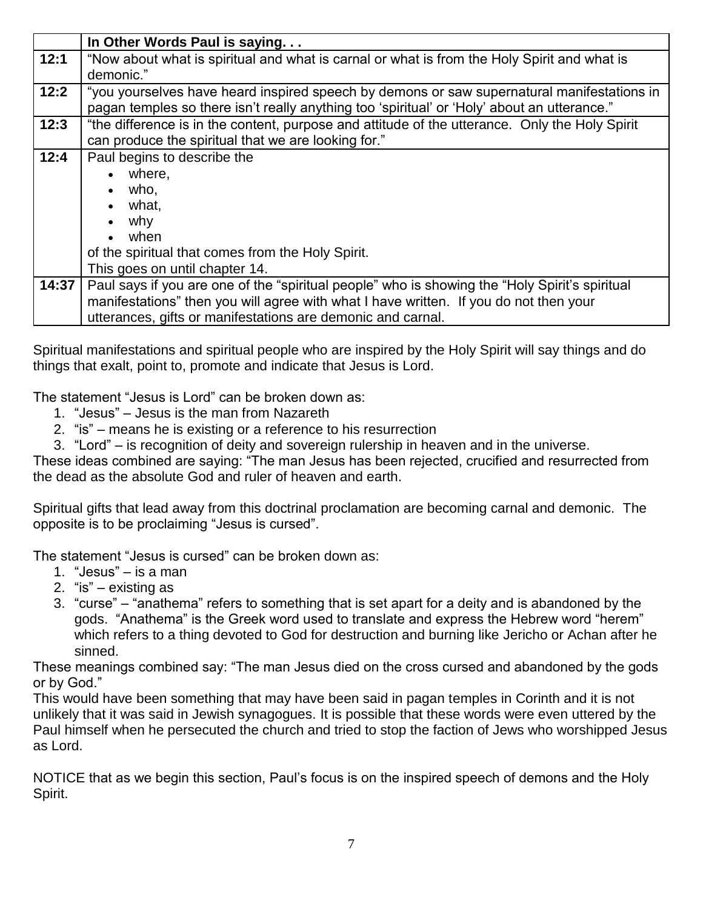| | In Other Words Paul is saying. . . |
|---|---|
| **12:1** | "Now about what is spiritual and what is carnal or what is from the Holy Spirit and what is demonic." |
| **12:2** | "you yourselves have heard inspired speech by demons or saw supernatural manifestations in pagan temples so there isn't really anything too 'spiritual' or 'Holy' about an utterance." |
| **12:3** | "the difference is in the content, purpose and attitude of the utterance. Only the Holy Spirit can produce the spiritual that we are looking for." |
| **12:4** | Paul begins to describe the<br>• where,<br>• who,<br>• what,<br>• why<br>• when<br>of the spiritual that comes from the Holy Spirit.<br>This goes on until chapter 14. |
| **14:37** | Paul says if you are one of the "spiritual people" who is showing the "Holy Spirit's spiritual manifestations" then you will agree with what I have written. If you do not then your utterances, gifts or manifestations are demonic and carnal. |

Spiritual manifestations and spiritual people who are inspired by the Holy Spirit will say things and do things that exalt, point to, promote and indicate that Jesus is Lord.

The statement "Jesus is Lord" can be broken down as:

1. "Jesus" – Jesus is the man from Nazareth
2. "is" – means he is existing or a reference to his resurrection
3. "Lord" – is recognition of deity and sovereign rulership in heaven and in the universe.

These ideas combined are saying: "The man Jesus has been rejected, crucified and resurrected from the dead as the absolute God and ruler of heaven and earth.

Spiritual gifts that lead away from this doctrinal proclamation are becoming carnal and demonic. The opposite is to be proclaiming "Jesus is cursed".

The statement "Jesus is cursed" can be broken down as:

1. "Jesus" – is a man
2. "is" – existing as
3. "curse" – "anathema" refers to something that is set apart for a deity and is abandoned by the gods. "Anathema" is the Greek word used to translate and express the Hebrew word "herem" which refers to a thing devoted to God for destruction and burning like Jericho or Achan after he sinned.

These meanings combined say: "The man Jesus died on the cross cursed and abandoned by the gods or by God."

This would have been something that may have been said in pagan temples in Corinth and it is not unlikely that it was said in Jewish synagogues. It is possible that these words were even uttered by the Paul himself when he persecuted the church and tried to stop the faction of Jews who worshipped Jesus as Lord.

NOTICE that as we begin this section, Paul's focus is on the inspired speech of demons and the Holy Spirit.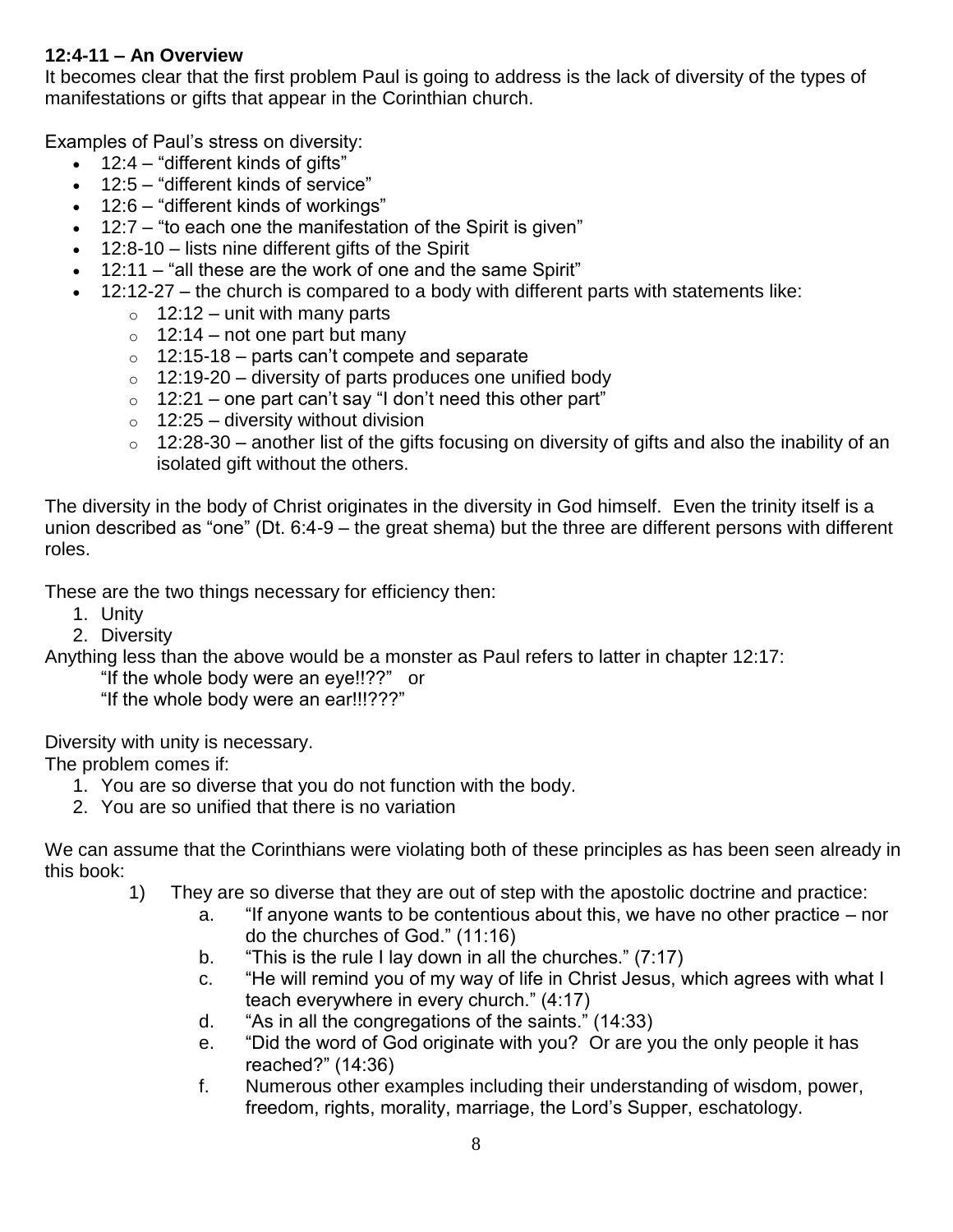**12:4-11 – An Overview**

It becomes clear that the first problem Paul is going to address is the lack of diversity of the types of manifestations or gifts that appear in the Corinthian church.

Examples of Paul's stress on diversity:

- 12:4 – "different kinds of gifts"
- 12:5 – "different kinds of service"
- 12:6 – "different kinds of workings"
- 12:7 – "to each one the manifestation of the Spirit is given"
- 12:8-10 – lists nine different gifts of the Spirit
- 12:11 – "all these are the work of one and the same Spirit"
- 12:12-27 – the church is compared to a body with different parts with statements like:
  - 12:12 – unit with many parts
  - 12:14 – not one part but many
  - 12:15-18 – parts can't compete and separate
  - 12:19-20 – diversity of parts produces one unified body
  - 12:21 – one part can't say "I don't need this other part"
  - 12:25 – diversity without division
  - 12:28-30 – another list of the gifts focusing on diversity of gifts and also the inability of an isolated gift without the others.

The diversity in the body of Christ originates in the diversity in God himself. Even the trinity itself is a union described as "one" (Dt. 6:4-9 – the great shema) but the three are different persons with different roles.

These are the two things necessary for efficiency then:

1. Unity
2. Diversity

Anything less than the above would be a monster as Paul refers to latter in chapter 12:17:

"If the whole body were an eye!!??" or
"If the whole body were an ear!!!???"

Diversity with unity is necessary.

The problem comes if:

1. You are so diverse that you do not function with the body.
2. You are so unified that there is no variation

We can assume that the Corinthians were violating both of these principles as has been seen already in this book:

1) They are so diverse that they are out of step with the apostolic doctrine and practice:
   a. "If anyone wants to be contentious about this, we have no other practice – nor do the churches of God." (11:16)
   b. "This is the rule I lay down in all the churches." (7:17)
   c. "He will remind you of my way of life in Christ Jesus, which agrees with what I teach everywhere in every church." (4:17)
   d. "As in all the congregations of the saints." (14:33)
   e. "Did the word of God originate with you? Or are you the only people it has reached?" (14:36)
   f. Numerous other examples including their understanding of wisdom, power, freedom, rights, morality, marriage, the Lord's Supper, eschatology.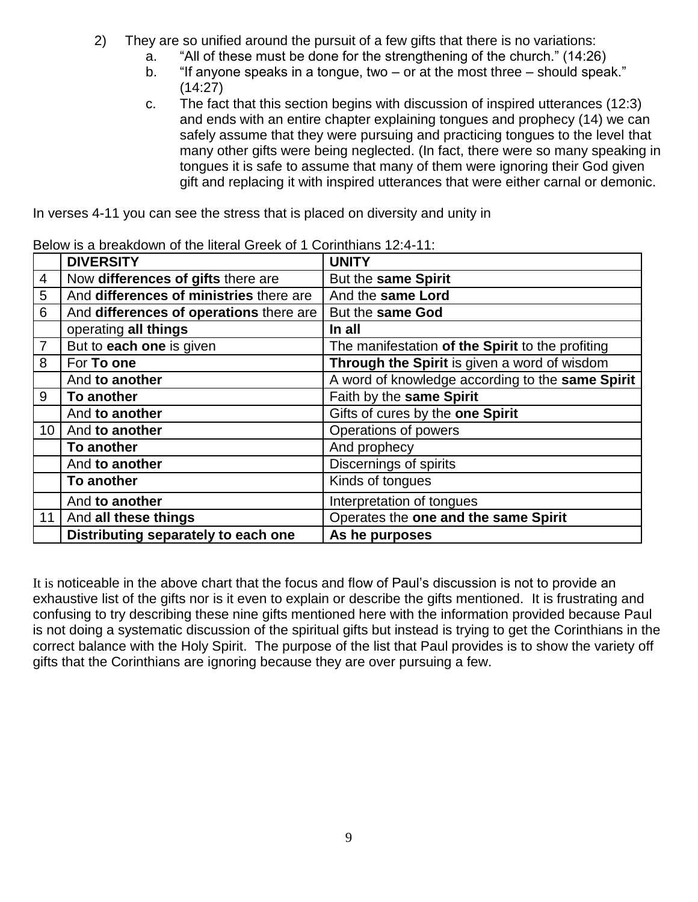2) They are so unified around the pursuit of a few gifts that there is no variations:
   a. "All of these must be done for the strengthening of the church." (14:26)
   b. "If anyone speaks in a tongue, two – or at the most three – should speak." (14:27)
   c. The fact that this section begins with discussion of inspired utterances (12:3) and ends with an entire chapter explaining tongues and prophecy (14) we can safely assume that they were pursuing and practicing tongues to the level that many other gifts were being neglected. (In fact, there were so many speaking in tongues it is safe to assume that many of them were ignoring their God given gift and replacing it with inspired utterances that were either carnal or demonic.

In verses 4-11 you can see the stress that is placed on diversity and unity in

Below is a breakdown of the literal Greek of 1 Corinthians 12:4-11:

| | **DIVERSITY** | **UNITY** |
|---|---|---|
| 4 | Now **differences of gifts** there are | But the **same Spirit** |
| 5 | And **differences of ministries** there are | And the **same Lord** |
| 6 | And **differences of operations** there are | But the **same God** |
| | operating **all things** | **In all** |
| 7 | But to **each one** is given | The manifestation **of the Spirit** to the profiting |
| 8 | For **To one** | **Through the Spirit** is given a word of wisdom |
| | And **to another** | A word of knowledge according to the **same Spirit** |
| 9 | **To another** | Faith by the **same Spirit** |
| | And **to another** | Gifts of cures by the **one Spirit** |
| 10 | And **to another** | Operations of powers |
| | **To another** | And prophecy |
| | And **to another** | Discernings of spirits |
| | **To another** | Kinds of tongues |
| | And **to another** | Interpretation of tongues |
| 11 | And **all these things** | Operates the **one and the same Spirit** |
| | **Distributing separately to each one** | **As he purposes** |

It is noticeable in the above chart that the focus and flow of Paul's discussion is not to provide an exhaustive list of the gifts nor is it even to explain or describe the gifts mentioned. It is frustrating and confusing to try describing these nine gifts mentioned here with the information provided because Paul is not doing a systematic discussion of the spiritual gifts but instead is trying to get the Corinthians in the correct balance with the Holy Spirit. The purpose of the list that Paul provides is to show the variety off gifts that the Corinthians are ignoring because they are over pursuing a few.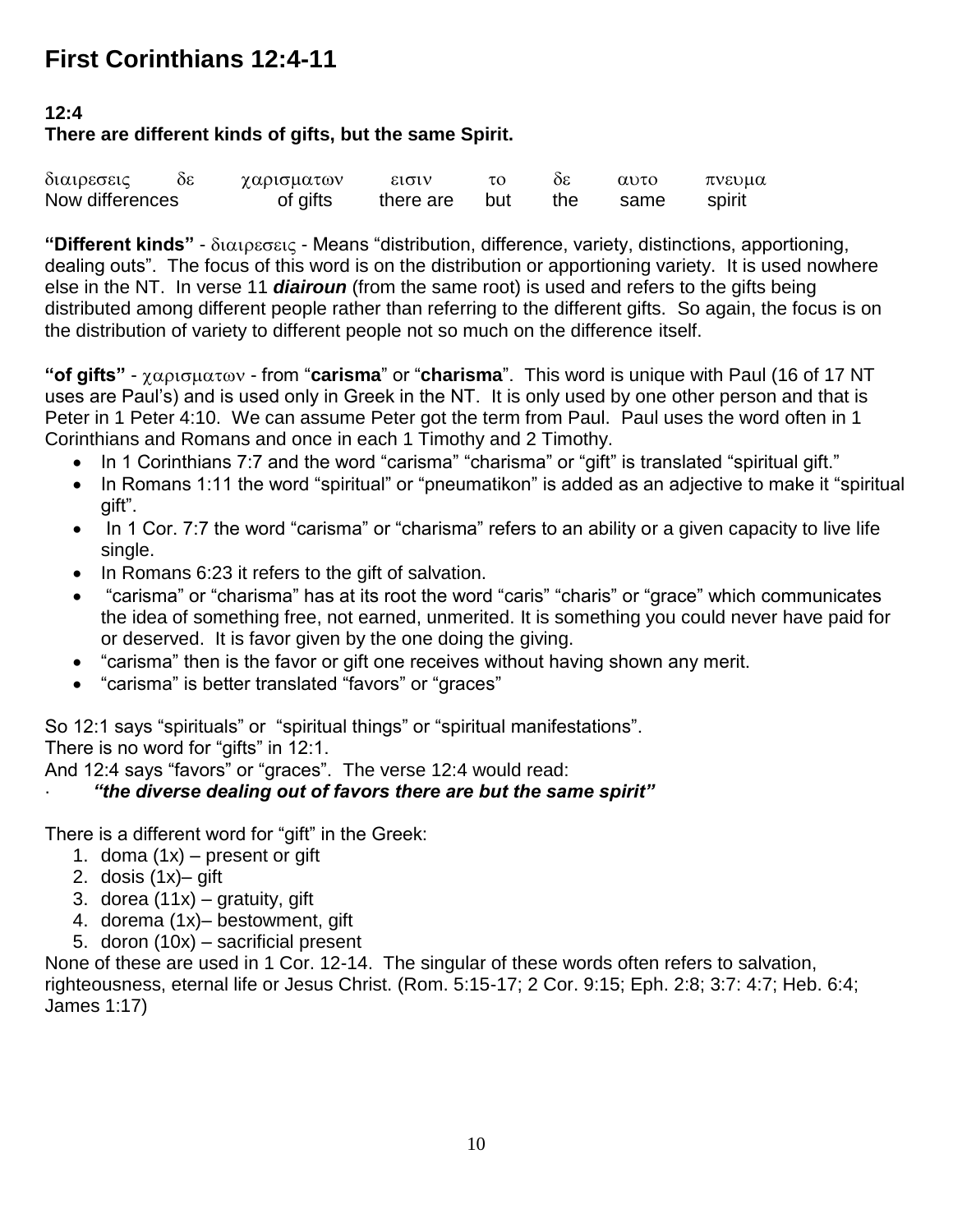# First Corinthians 12:4-11

**12:4**
**There are different kinds of gifts, but the same Spirit.**

| διαιρεσεις | δε | χαρισματων | εισιν | το | δε | αυτο | πνευμα |
|---|---|---|---|---|---|---|---|
| Now differences | | of gifts | there are | but | the | same | spirit |

**"Different kinds"** - διαιρεσεις - Means "distribution, difference, variety, distinctions, apportioning, dealing outs". The focus of this word is on the distribution or apportioning variety. It is used nowhere else in the NT. In verse 11 ***diairoun*** (from the same root) is used and refers to the gifts being distributed among different people rather than referring to the different gifts. So again, the focus is on the distribution of variety to different people not so much on the difference itself.

**"of gifts"** - χαρισματων - from "**carisma**" or "**charisma**". This word is unique with Paul (16 of 17 NT uses are Paul's) and is used only in Greek in the NT. It is only used by one other person and that is Peter in 1 Peter 4:10. We can assume Peter got the term from Paul. Paul uses the word often in 1 Corinthians and Romans and once in each 1 Timothy and 2 Timothy.

- In 1 Corinthians 7:7 and the word "carisma" "charisma" or "gift" is translated "spiritual gift."
- In Romans 1:11 the word "spiritual" or "pneumatikon" is added as an adjective to make it "spiritual gift".
- In 1 Cor. 7:7 the word "carisma" or "charisma" refers to an ability or a given capacity to live life single.
- In Romans 6:23 it refers to the gift of salvation.
- "carisma" or "charisma" has at its root the word "caris" "charis" or "grace" which communicates the idea of something free, not earned, unmerited. It is something you could never have paid for or deserved. It is favor given by the one doing the giving.
- "carisma" then is the favor or gift one receives without having shown any merit.
- "carisma" is better translated "favors" or "graces"

So 12:1 says "spirituals" or "spiritual things" or "spiritual manifestations".
There is no word for "gifts" in 12:1.
And 12:4 says "favors" or "graces". The verse 12:4 would read:

- ***"the diverse dealing out of favors there are but the same spirit"***

There is a different word for "gift" in the Greek:

1. doma (1x) – present or gift
2. dosis (1x)– gift
3. dorea (11x) – gratuity, gift
4. dorema (1x)– bestowment, gift
5. doron (10x) – sacrificial present

None of these are used in 1 Cor. 12-14. The singular of these words often refers to salvation, righteousness, eternal life or Jesus Christ. (Rom. 5:15-17; 2 Cor. 9:15; Eph. 2:8; 3:7: 4:7; Heb. 6:4; James 1:17)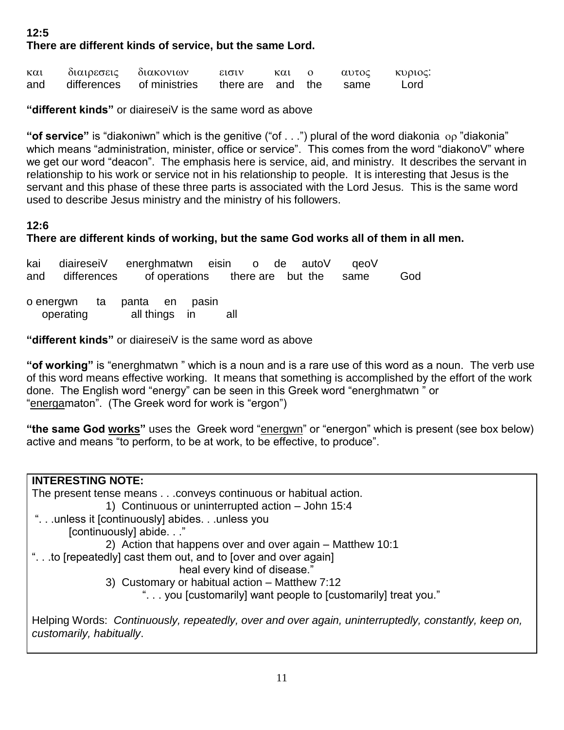**12:5**
**There are different kinds of service, but the same Lord.**

| και | διαιρεσεις | διακονιων | εισιν | και | ο | αυτος | κυριος: |
|---|---|---|---|---|---|---|---|
| and | differences | of ministries | there are | and | the | same | Lord |

**"different kinds"** or diaireseiV is the same word as above

**"of service"** is "diakoniwn" which is the genitive ("of . . .") plural of the word diakonia ορ "diakonia" which means "administration, minister, office or service". This comes from the word "diakonoV" where we get our word "deacon". The emphasis here is service, aid, and ministry. It describes the servant in relationship to his work or service not in his relationship to people. It is interesting that Jesus is the servant and this phase of these three parts is associated with the Lord Jesus. This is the same word used to describe Jesus ministry and the ministry of his followers.

**12:6**
**There are different kinds of working, but the same God works all of them in all men.**

| kai | diaireseiV | energhmatwn | eisin | o | de | autoV | qeoV |
|---|---|---|---|---|---|---|---|
| and | differences | of operations | there are | but | the | same | God |

| o energwn | ta | panta | en | pasin |
|---|---|---|---|---|
| operating | | all things | in | all |

**"different kinds"** or diaireseiV is the same word as above

**"of working"** is "energhmatwn " which is a noun and is a rare use of this word as a noun. The verb use of this word means effective working. It means that something is accomplished by the effort of the work done. The English word "energy" can be seen in this Greek word "energhmatwn " or "<u>energa</u>maton". (The Greek word for work is "ergon")

**"the same God <u>works</u>"** uses the Greek word "<u>energwn</u>" or "energon" which is present (see box below) active and means "to perform, to be at work, to be effective, to produce".

> **INTERESTING NOTE:**
> The present tense means . . .conveys continuous or habitual action.
>
> 1) Continuous or uninterrupted action – John 15:4
> ". . .unless it [continuously] abides. . .unless you [continuously] abide. . ."
>
> 2) Action that happens over and over again – Matthew 10:1
> ". . .to [repeatedly] cast them out, and to [over and over again] heal every kind of disease."
>
> 3) Customary or habitual action – Matthew 7:12
> ". . . you [customarily] want people to [customarily] treat you."
>
> Helping Words: *Continuously, repeatedly, over and over again, uninterruptedly, constantly, keep on, customarily, habitually*.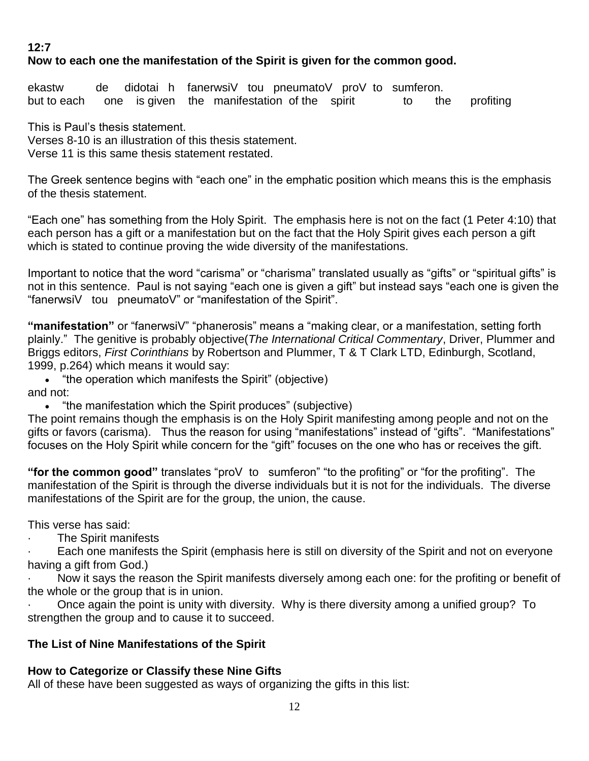**12:7**
**Now to each one the manifestation of the Spirit is given for the common good.**

ekastw de didotai h fanerwsiV tou pneumatoV proV to sumferon.
but to each one is given the manifestation of the spirit to the profiting

This is Paul's thesis statement.
Verses 8-10 is an illustration of this thesis statement.
Verse 11 is this same thesis statement restated.

The Greek sentence begins with "each one" in the emphatic position which means this is the emphasis of the thesis statement.

"Each one" has something from the Holy Spirit. The emphasis here is not on the fact (1 Peter 4:10) that each person has a gift or a manifestation but on the fact that the Holy Spirit gives each person a gift which is stated to continue proving the wide diversity of the manifestations.

Important to notice that the word "carisma" or "charisma" translated usually as "gifts" or "spiritual gifts" is not in this sentence. Paul is not saying "each one is given a gift" but instead says "each one is given the "fanerwsiV tou pneumatoV" or "manifestation of the Spirit".

**"manifestation"** or "fanerwsiV" "phanerosis" means a "making clear, or a manifestation, setting forth plainly." The genitive is probably objective(*The International Critical Commentary*, Driver, Plummer and Briggs editors, *First Corinthians* by Robertson and Plummer, T & T Clark LTD, Edinburgh, Scotland, 1999, p.264) which means it would say:

- "the operation which manifests the Spirit" (objective)

and not:

- "the manifestation which the Spirit produces" (subjective)

The point remains though the emphasis is on the Holy Spirit manifesting among people and not on the gifts or favors (carisma). Thus the reason for using "manifestations" instead of "gifts". "Manifestations" focuses on the Holy Spirit while concern for the "gift" focuses on the one who has or receives the gift.

**"for the common good"** translates "proV to sumferon" "to the profiting" or "for the profiting". The manifestation of the Spirit is through the diverse individuals but it is not for the individuals. The diverse manifestations of the Spirit are for the group, the union, the cause.

This verse has said:

- The Spirit manifests
- Each one manifests the Spirit (emphasis here is still on diversity of the Spirit and not on everyone having a gift from God.)
- Now it says the reason the Spirit manifests diversely among each one: for the profiting or benefit of the whole or the group that is in union.
- Once again the point is unity with diversity. Why is there diversity among a unified group? To strengthen the group and to cause it to succeed.

## The List of Nine Manifestations of the Spirit

### How to Categorize or Classify these Nine Gifts

All of these have been suggested as ways of organizing the gifts in this list: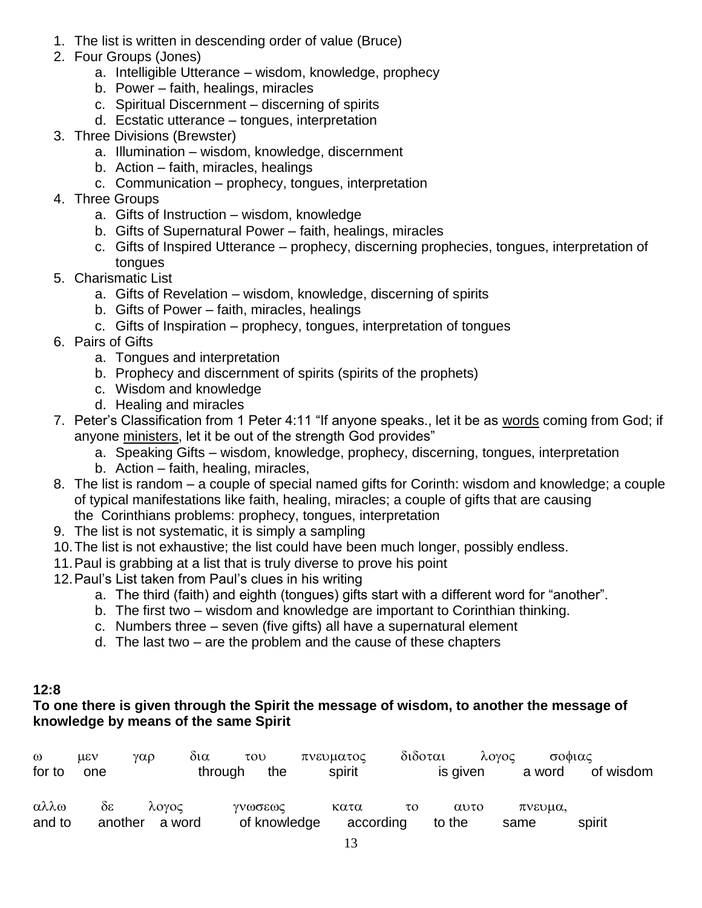1. The list is written in descending order of value (Bruce)
2. Four Groups (Jones)
    a. Intelligible Utterance – wisdom, knowledge, prophecy
    b. Power – faith, healings, miracles
    c. Spiritual Discernment – discerning of spirits
    d. Ecstatic utterance – tongues, interpretation
3. Three Divisions (Brewster)
    a. Illumination – wisdom, knowledge, discernment
    b. Action – faith, miracles, healings
    c. Communication – prophecy, tongues, interpretation
4. Three Groups
    a. Gifts of Instruction – wisdom, knowledge
    b. Gifts of Supernatural Power – faith, healings, miracles
    c. Gifts of Inspired Utterance – prophecy, discerning prophecies, tongues, interpretation of tongues
5. Charismatic List
    a. Gifts of Revelation – wisdom, knowledge, discerning of spirits
    b. Gifts of Power – faith, miracles, healings
    c. Gifts of Inspiration – prophecy, tongues, interpretation of tongues
6. Pairs of Gifts
    a. Tongues and interpretation
    b. Prophecy and discernment of spirits (spirits of the prophets)
    c. Wisdom and knowledge
    d. Healing and miracles
7. Peter's Classification from 1 Peter 4:11 "If anyone speaks., let it be as <u>words</u> coming from God; if anyone <u>ministers</u>, let it be out of the strength God provides"
    a. Speaking Gifts – wisdom, knowledge, prophecy, discerning, tongues, interpretation
    b. Action – faith, healing, miracles,
8. The list is random – a couple of special named gifts for Corinth: wisdom and knowledge; a couple of typical manifestations like faith, healing, miracles; a couple of gifts that are causing the Corinthians problems: prophecy, tongues, interpretation
9. The list is not systematic, it is simply a sampling
10. The list is not exhaustive; the list could have been much longer, possibly endless.
11. Paul is grabbing at a list that is truly diverse to prove his point
12. Paul's List taken from Paul's clues in his writing
    a. The third (faith) and eighth (tongues) gifts start with a different word for "another".
    b. The first two – wisdom and knowledge are important to Corinthian thinking.
    c. Numbers three – seven (five gifts) all have a supernatural element
    d. The last two – are the problem and the cause of these chapters

**12:8**

**To one there is given through the Spirit the message of wisdom, to another the message of knowledge by means of the same Spirit**

| ω | μεν | γαρ | δια | του | πνευματος | διδοται | λογος | σοφιας |
|---|---|---|---|---|---|---|---|---|
| for to | one | | through | the | spirit | is given | a word | of wisdom |

| αλλω | δε | λογος | γνωσεως | κατα | το | αυτο | πνευμα, |
|---|---|---|---|---|---|---|---|
| and to | another | a word | of knowledge | according | to the | same | spirit |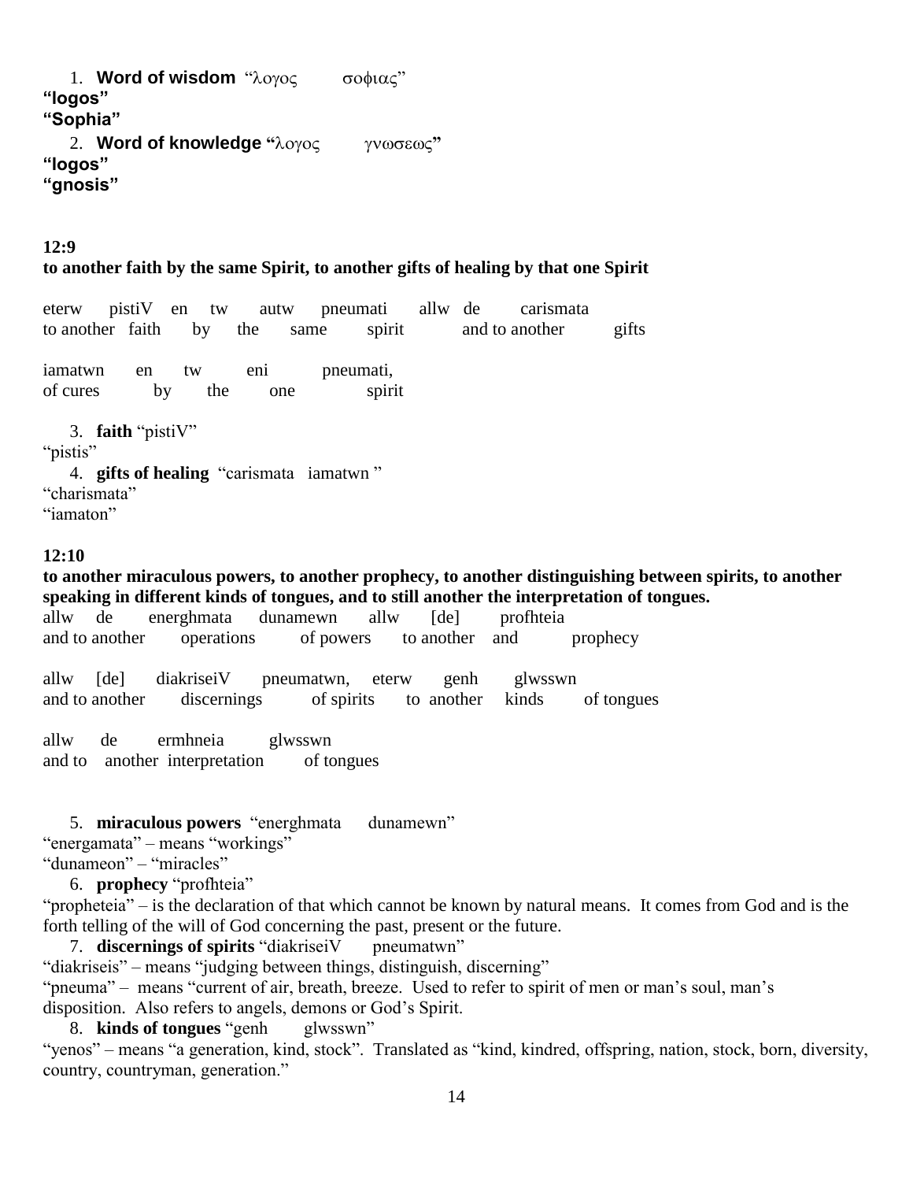1. **Word of wisdom** “λογος σοφιας”

**“logos”**
**“Sophia”**

2. **Word of knowledge “**λογος γνωσεως**”**

**“logos”**
**“gnosis”**

**12:9**
**to another faith by the same Spirit, to another gifts of healing by that one Spirit**

eterw pistiV en tw autw pneumati allw de carismata
to another faith by the same spirit and to another gifts

iamatwn en tw eni pneumati,
of cures by the one spirit

3. **faith** “pistiV”

“pistis”

4. **gifts of healing** “carismata iamatwn ”

“charismata”
“iamaton”

**12:10**
**to another miraculous powers, to another prophecy, to another distinguishing between spirits, to another speaking in different kinds of tongues, and to still another the interpretation of tongues.**

allw de energhmata dunamewn allw [de] profhteia
and to another operations of powers to another and prophecy

allw [de] diakriseiV pneumatwn, eterw genh glwsswn
and to another discernings of spirits to another kinds of tongues

allw de ermhneia glwsswn
and to another interpretation of tongues

5. **miraculous powers** “energhmata dunamewn”

“energamata” – means “workings”
“dunameon” – “miracles”

6. **prophecy** “profhteia”

“propheteia” – is the declaration of that which cannot be known by natural means. It comes from God and is the forth telling of the will of God concerning the past, present or the future.

7. **discernings of spirits** “diakriseiV pneumatwn”

“diakriseis” – means “judging between things, distinguish, discerning”
“pneuma” – means “current of air, breath, breeze. Used to refer to spirit of men or man’s soul, man’s disposition. Also refers to angels, demons or God’s Spirit.

8. **kinds of tongues** “genh glwsswn”

“yenos” – means “a generation, kind, stock”. Translated as “kind, kindred, offspring, nation, stock, born, diversity, country, countryman, generation.”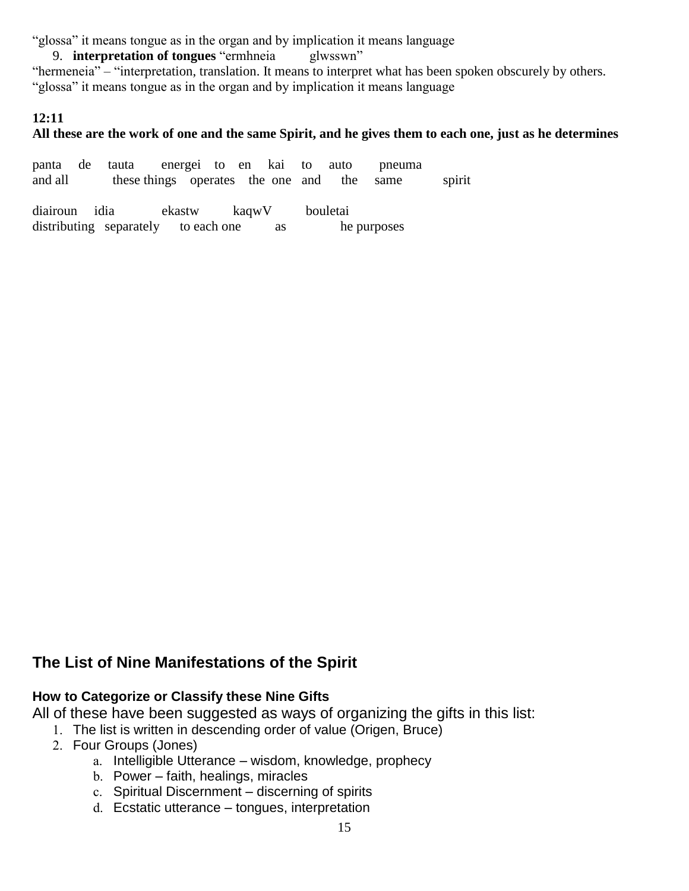"glossa" it means tongue as in the organ and by implication it means language

9. **interpretation of tongues** "ermhneia glwsswn"

"hermeneia" – "interpretation, translation. It means to interpret what has been spoken obscurely by others.
"glossa" it means tongue as in the organ and by implication it means language

**12:11**

**All these are the work of one and the same Spirit, and he gives them to each one, just as he determines**

| panta de | tauta | energei | to en | kai | to | auto | pneuma |
|---|---|---|---|---|---|---|---|
| and all | these things | operates | the one | and | the | same | spirit |

| diairoun | idia | ekastw | kaqwV | bouletai |
|---|---|---|---|---|
| distributing | separately | to each one | as | he purposes |

## The List of Nine Manifestations of the Spirit

### How to Categorize or Classify these Nine Gifts

All of these have been suggested as ways of organizing the gifts in this list:

1. The list is written in descending order of value (Origen, Bruce)
2. Four Groups (Jones)
   a. Intelligible Utterance – wisdom, knowledge, prophecy
   b. Power – faith, healings, miracles
   c. Spiritual Discernment – discerning of spirits
   d. Ecstatic utterance – tongues, interpretation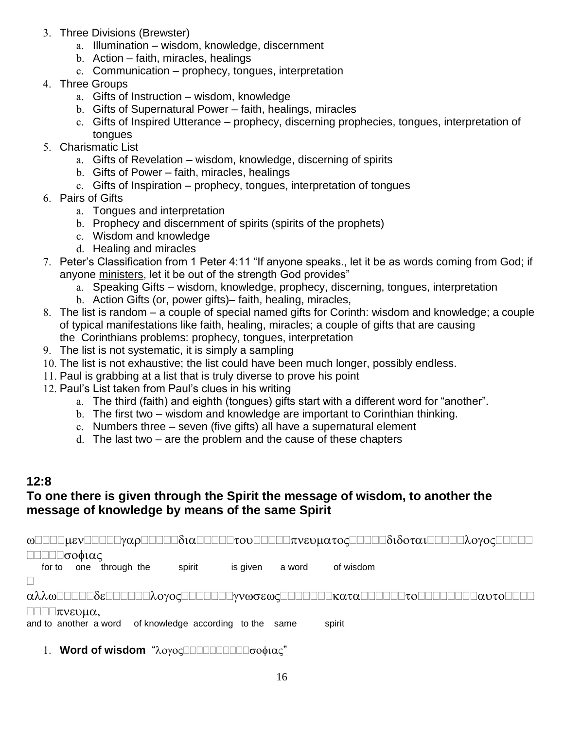3. Three Divisions (Brewster)
    a. Illumination – wisdom, knowledge, discernment
    b. Action – faith, miracles, healings
    c. Communication – prophecy, tongues, interpretation
4. Three Groups
    a. Gifts of Instruction – wisdom, knowledge
    b. Gifts of Supernatural Power – faith, healings, miracles
    c. Gifts of Inspired Utterance – prophecy, discerning prophecies, tongues, interpretation of tongues
5. Charismatic List
    a. Gifts of Revelation – wisdom, knowledge, discerning of spirits
    b. Gifts of Power – faith, miracles, healings
    c. Gifts of Inspiration – prophecy, tongues, interpretation of tongues
6. Pairs of Gifts
    a. Tongues and interpretation
    b. Prophecy and discernment of spirits (spirits of the prophets)
    c. Wisdom and knowledge
    d. Healing and miracles
7. Peter's Classification from 1 Peter 4:11 "If anyone speaks., let it be as <u>words</u> coming from God; if anyone <u>ministers</u>, let it be out of the strength God provides"
    a. Speaking Gifts – wisdom, knowledge, prophecy, discerning, tongues, interpretation
    b. Action Gifts (or, power gifts)– faith, healing, miracles,
8. The list is random – a couple of special named gifts for Corinth: wisdom and knowledge; a couple of typical manifestations like faith, healing, miracles; a couple of gifts that are causing the Corinthians problems: prophecy, tongues, interpretation
9. The list is not systematic, it is simply a sampling
10. The list is not exhaustive; the list could have been much longer, possibly endless.
11. Paul is grabbing at a list that is truly diverse to prove his point
12. Paul's List taken from Paul's clues in his writing
    a. The third (faith) and eighth (tongues) gifts start with a different word for "another".
    b. The first two – wisdom and knowledge are important to Corinthian thinking.
    c. Numbers three – seven (five gifts) all have a supernatural element
    d. The last two – are the problem and the cause of these chapters

## 12:8

## To one there is given through the Spirit the message of wisdom, to another the message of knowledge by means of the same Spirit

ω μεν γαρ δια του πνευματος διδοται λογος σοφιας
for to one through the spirit is given a word of wisdom

αλλω δε λογος γνωσεως κατα το αυτο πνευμα,
and to another a word of knowledge according to the same spirit

1. **Word of wisdom** "λογος σοφιας"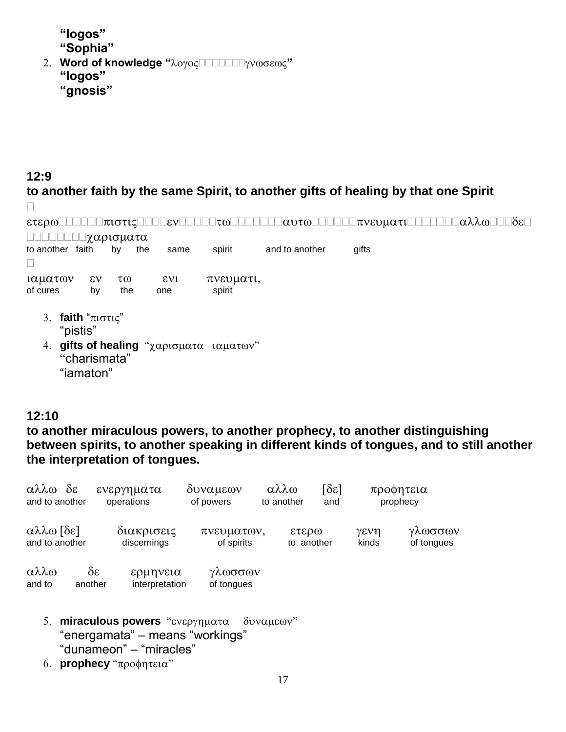"logos"
"Sophia"

2. **Word of knowledge "λογος γνωσεως"**
   **"logos"**
   **"gnosis"**

**12:9**
**to another faith by the same Spirit, to another gifts of healing by that one Spirit**

ετερω πιστις εν τω αυτω πνευματι αλλω δε χαρισματα
to another faith by the same spirit and to another gifts

ιαματων εν τω ενι πνευματι,
of cures by the one spirit

3. **faith** "πιστις"
   "pistis"
4. **gifts of healing** "χαρισματα ιαματων"
   "charismata"
   "iamaton"

**12:10**
**to another miraculous powers, to another prophecy, to another distinguishing between spirits, to another speaking in different kinds of tongues, and to still another the interpretation of tongues.**

αλλω δε ενεργηματα δυναμεων αλλω [δε] προφητεια
and to another operations of powers to another and prophecy

αλλω [δε] διακρισεις πνευματων, ετερω γενη γλωσσων
and to another discernings of spirits to another kinds of tongues

αλλω δε ερμηνεια γλωσσων
and to another interpretation of tongues

5. **miraculous powers** "ενεργηματα δυναμεων"
   "energamata" – means "workings"
   "dunameon" – "miracles"
6. **prophecy** "προφητεια"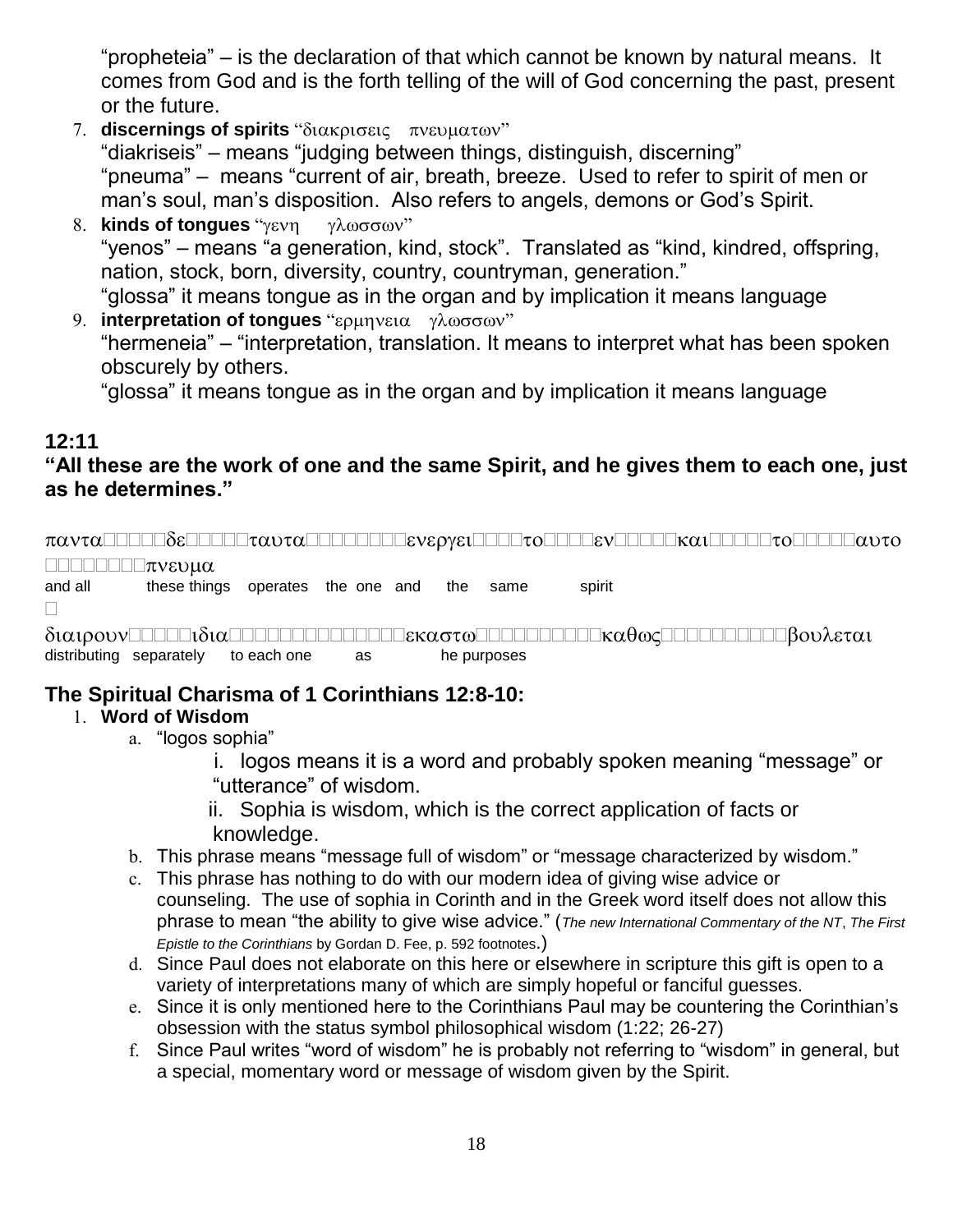"propheteia" – is the declaration of that which cannot be known by natural means. It comes from God and is the forth telling of the will of God concerning the past, present or the future.

7. **discernings of spirits** "διακρισεις πνευματων"
   "diakriseis" – means "judging between things, distinguish, discerning"
   "pneuma" – means "current of air, breath, breeze. Used to refer to spirit of men or man's soul, man's disposition. Also refers to angels, demons or God's Spirit.
8. **kinds of tongues** "γενη γλωσσων"
   "yenos" – means "a generation, kind, stock". Translated as "kind, kindred, offspring, nation, stock, born, diversity, country, countryman, generation."
   "glossa" it means tongue as in the organ and by implication it means language
9. **interpretation of tongues** "ερμηνεια γλωσσων"
   "hermeneia" – "interpretation, translation. It means to interpret what has been spoken obscurely by others.
   "glossa" it means tongue as in the organ and by implication it means language

## 12:11

### "All these are the work of one and the same Spirit, and he gives them to each one, just as he determines."

παντα δε ταυτα ενεργει το εν και το αυτο πνευμα

and all these things operates the one and the same spirit

διαιρουν ιδια εκαστω καθως βουλεται

distributing separately to each one as he purposes

## The Spiritual Charisma of 1 Corinthians 12:8-10:

1. **Word of Wisdom**
   a. "logos sophia"
      i. logos means it is a word and probably spoken meaning "message" or "utterance" of wisdom.
      ii. Sophia is wisdom, which is the correct application of facts or knowledge.
   b. This phrase means "message full of wisdom" or "message characterized by wisdom."
   c. This phrase has nothing to do with our modern idea of giving wise advice or counseling. The use of sophia in Corinth and in the Greek word itself does not allow this phrase to mean "the ability to give wise advice." (*The new International Commentary of the NT*, *The First Epistle to the Corinthians* by Gordan D. Fee, p. 592 footnotes.)
   d. Since Paul does not elaborate on this here or elsewhere in scripture this gift is open to a variety of interpretations many of which are simply hopeful or fanciful guesses.
   e. Since it is only mentioned here to the Corinthians Paul may be countering the Corinthian's obsession with the status symbol philosophical wisdom (1:22; 26-27)
   f. Since Paul writes "word of wisdom" he is probably not referring to "wisdom" in general, but a special, momentary word or message of wisdom given by the Spirit.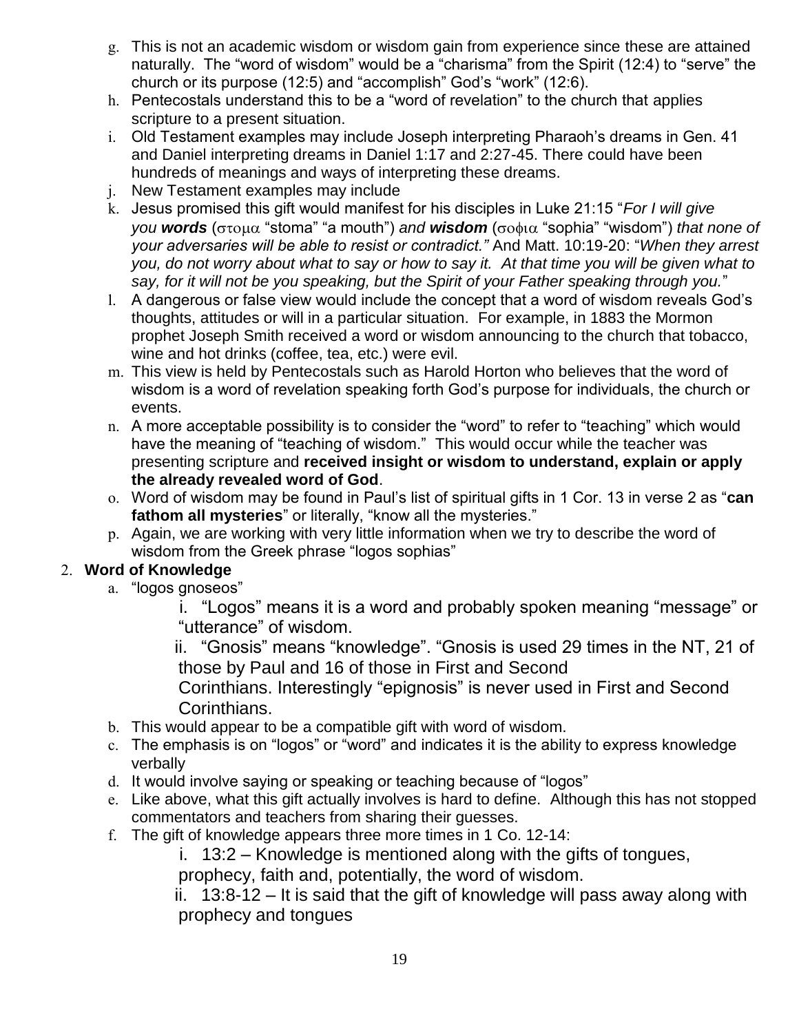g. This is not an academic wisdom or wisdom gain from experience since these are attained naturally. The "word of wisdom" would be a "charisma" from the Spirit (12:4) to "serve" the church or its purpose (12:5) and "accomplish" God's "work" (12:6).
h. Pentecostals understand this to be a "word of revelation" to the church that applies scripture to a present situation.
i. Old Testament examples may include Joseph interpreting Pharaoh's dreams in Gen. 41 and Daniel interpreting dreams in Daniel 1:17 and 2:27-45. There could have been hundreds of meanings and ways of interpreting these dreams.
j. New Testament examples may include
k. Jesus promised this gift would manifest for his disciples in Luke 21:15 "*For I will give you **words*** (στομα "stoma" "a mouth") *and **wisdom*** (σοφια "sophia" "wisdom") *that none of your adversaries will be able to resist or contradict."* And Matt. 10:19-20: "*When they arrest you, do not worry about what to say or how to say it. At that time you will be given what to say, for it will not be you speaking, but the Spirit of your Father speaking through you.*"
l. A dangerous or false view would include the concept that a word of wisdom reveals God's thoughts, attitudes or will in a particular situation. For example, in 1883 the Mormon prophet Joseph Smith received a word or wisdom announcing to the church that tobacco, wine and hot drinks (coffee, tea, etc.) were evil.
m. This view is held by Pentecostals such as Harold Horton who believes that the word of wisdom is a word of revelation speaking forth God's purpose for individuals, the church or events.
n. A more acceptable possibility is to consider the "word" to refer to "teaching" which would have the meaning of "teaching of wisdom." This would occur while the teacher was presenting scripture and **received insight or wisdom to understand, explain or apply the already revealed word of God**.
o. Word of wisdom may be found in Paul's list of spiritual gifts in 1 Cor. 13 in verse 2 as "**can fathom all mysteries**" or literally, "know all the mysteries."
p. Again, we are working with very little information when we try to describe the word of wisdom from the Greek phrase "logos sophias"

2. **Word of Knowledge**
   a. "logos gnoseos"
      i. "Logos" means it is a word and probably spoken meaning "message" or "utterance" of wisdom.
      ii. "Gnosis" means "knowledge". "Gnosis is used 29 times in the NT, 21 of those by Paul and 16 of those in First and Second Corinthians. Interestingly "epignosis" is never used in First and Second Corinthians.
   b. This would appear to be a compatible gift with word of wisdom.
   c. The emphasis is on "logos" or "word" and indicates it is the ability to express knowledge verbally
   d. It would involve saying or speaking or teaching because of "logos"
   e. Like above, what this gift actually involves is hard to define. Although this has not stopped commentators and teachers from sharing their guesses.
   f. The gift of knowledge appears three more times in 1 Co. 12-14:
      i. 13:2 – Knowledge is mentioned along with the gifts of tongues, prophecy, faith and, potentially, the word of wisdom.
      ii. 13:8-12 – It is said that the gift of knowledge will pass away along with prophecy and tongues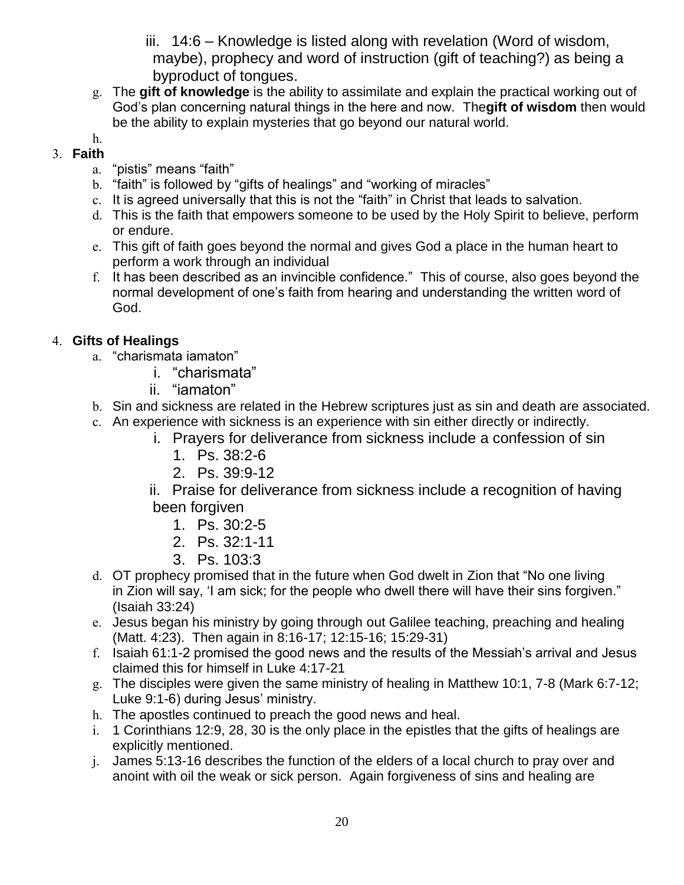iii. 14:6 – Knowledge is listed along with revelation (Word of wisdom, maybe), prophecy and word of instruction (gift of teaching?) as being a byproduct of tongues.

g. The **gift of knowledge** is the ability to assimilate and explain the practical working out of God's plan concerning natural things in the here and now. The**gift of wisdom** then would be the ability to explain mysteries that go beyond our natural world.

h.

3. **Faith**
   a. "pistis" means "faith"
   b. "faith" is followed by "gifts of healings" and "working of miracles"
   c. It is agreed universally that this is not the "faith" in Christ that leads to salvation.
   d. This is the faith that empowers someone to be used by the Holy Spirit to believe, perform or endure.
   e. This gift of faith goes beyond the normal and gives God a place in the human heart to perform a work through an individual
   f. It has been described as an invincible confidence." This of course, also goes beyond the normal development of one's faith from hearing and understanding the written word of God.

4. **Gifts of Healings**
   a. "charismata iamaton"
      i. "charismata"
      ii. "iamaton"
   b. Sin and sickness are related in the Hebrew scriptures just as sin and death are associated.
   c. An experience with sickness is an experience with sin either directly or indirectly.
      i. Prayers for deliverance from sickness include a confession of sin
         1. Ps. 38:2-6
         2. Ps. 39:9-12
      ii. Praise for deliverance from sickness include a recognition of having been forgiven
         1. Ps. 30:2-5
         2. Ps. 32:1-11
         3. Ps. 103:3
   d. OT prophecy promised that in the future when God dwelt in Zion that "No one living in Zion will say, 'I am sick; for the people who dwell there will have their sins forgiven." (Isaiah 33:24)
   e. Jesus began his ministry by going through out Galilee teaching, preaching and healing (Matt. 4:23). Then again in 8:16-17; 12:15-16; 15:29-31)
   f. Isaiah 61:1-2 promised the good news and the results of the Messiah's arrival and Jesus claimed this for himself in Luke 4:17-21
   g. The disciples were given the same ministry of healing in Matthew 10:1, 7-8 (Mark 6:7-12; Luke 9:1-6) during Jesus' ministry.
   h. The apostles continued to preach the good news and heal.
   i. 1 Corinthians 12:9, 28, 30 is the only place in the epistles that the gifts of healings are explicitly mentioned.
   j. James 5:13-16 describes the function of the elders of a local church to pray over and anoint with oil the weak or sick person. Again forgiveness of sins and healing are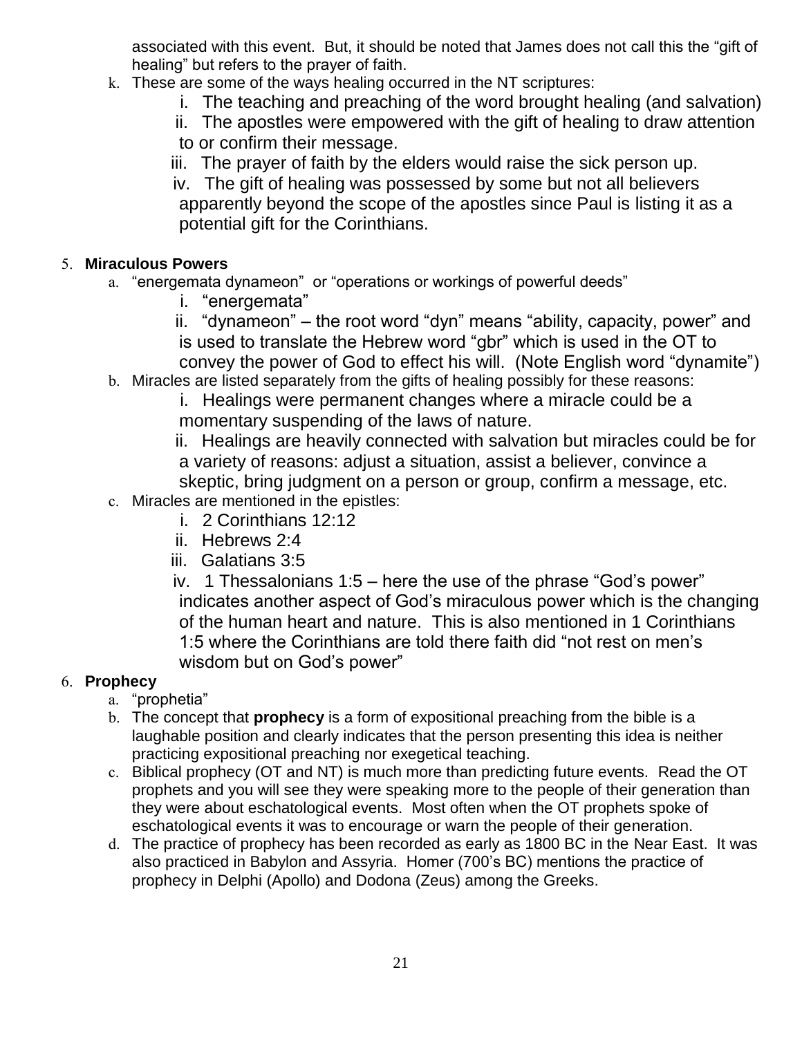associated with this event. But, it should be noted that James does not call this the "gift of healing" but refers to the prayer of faith.

k. These are some of the ways healing occurred in the NT scriptures:
    i. The teaching and preaching of the word brought healing (and salvation)
    ii. The apostles were empowered with the gift of healing to draw attention to or confirm their message.
    iii. The prayer of faith by the elders would raise the sick person up.
    iv. The gift of healing was possessed by some but not all believers apparently beyond the scope of the apostles since Paul is listing it as a potential gift for the Corinthians.

5. **Miraculous Powers**
    a. "energemata dynameon" or "operations or workings of powerful deeds"
        i. "energemata"
        ii. "dynameon" – the root word "dyn" means "ability, capacity, power" and is used to translate the Hebrew word "gbr" which is used in the OT to convey the power of God to effect his will. (Note English word "dynamite")
    b. Miracles are listed separately from the gifts of healing possibly for these reasons:
        i. Healings were permanent changes where a miracle could be a momentary suspending of the laws of nature.
        ii. Healings are heavily connected with salvation but miracles could be for a variety of reasons: adjust a situation, assist a believer, convince a skeptic, bring judgment on a person or group, confirm a message, etc.
    c. Miracles are mentioned in the epistles:
        i. 2 Corinthians 12:12
        ii. Hebrews 2:4
        iii. Galatians 3:5
        iv. 1 Thessalonians 1:5 – here the use of the phrase "God's power" indicates another aspect of God's miraculous power which is the changing of the human heart and nature. This is also mentioned in 1 Corinthians 1:5 where the Corinthians are told there faith did "not rest on men's wisdom but on God's power"

6. **Prophecy**
    a. "prophetia"
    b. The concept that **prophecy** is a form of expositional preaching from the bible is a laughable position and clearly indicates that the person presenting this idea is neither practicing expositional preaching nor exegetical teaching.
    c. Biblical prophecy (OT and NT) is much more than predicting future events. Read the OT prophets and you will see they were speaking more to the people of their generation than they were about eschatological events. Most often when the OT prophets spoke of eschatological events it was to encourage or warn the people of their generation.
    d. The practice of prophecy has been recorded as early as 1800 BC in the Near East. It was also practiced in Babylon and Assyria. Homer (700's BC) mentions the practice of prophecy in Delphi (Apollo) and Dodona (Zeus) among the Greeks.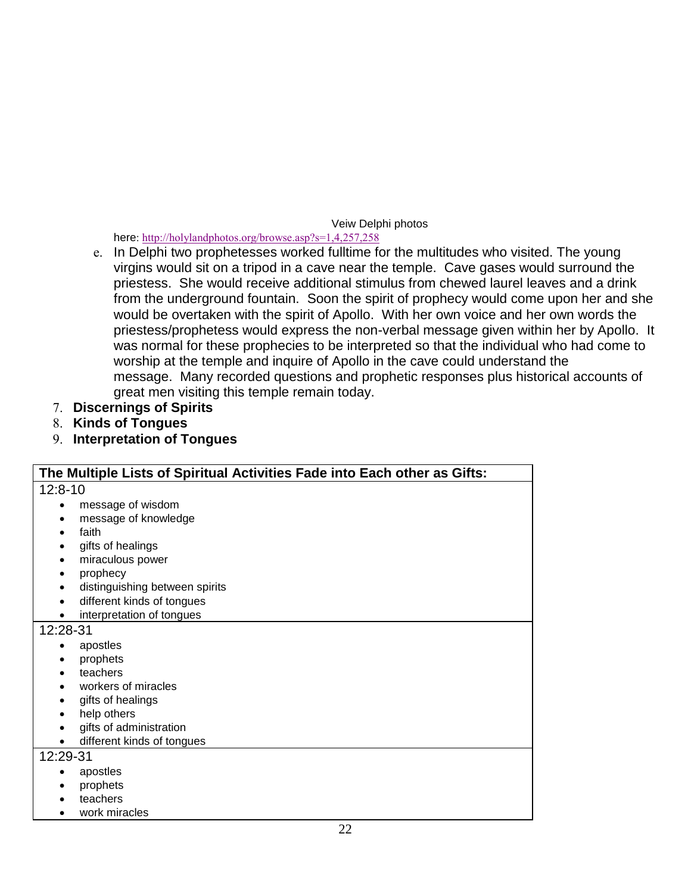Veiw Delphi photos here: http://holylandphotos.org/browse.asp?s=1,4,257,258

e. In Delphi two prophetesses worked fulltime for the multitudes who visited. The young virgins would sit on a tripod in a cave near the temple. Cave gases would surround the priestess. She would receive additional stimulus from chewed laurel leaves and a drink from the underground fountain. Soon the spirit of prophecy would come upon her and she would be overtaken with the spirit of Apollo. With her own voice and her own words the priestess/prophetess would express the non-verbal message given within her by Apollo. It was normal for these prophecies to be interpreted so that the individual who had come to worship at the temple and inquire of Apollo in the cave could understand the message. Many recorded questions and prophetic responses plus historical accounts of great men visiting this temple remain today.

7. **Discernings of Spirits**
8. **Kinds of Tongues**
9. **Interpretation of Tongues**

| **The Multiple Lists of Spiritual Activities Fade into Each other as Gifts:** |
|---|
| 12:8-10<br>• message of wisdom<br>• message of knowledge<br>• faith<br>• gifts of healings<br>• miraculous power<br>• prophecy<br>• distinguishing between spirits<br>• different kinds of tongues<br>• interpretation of tongues |
| 12:28-31<br>• apostles<br>• prophets<br>• teachers<br>• workers of miracles<br>• gifts of healings<br>• help others<br>• gifts of administration<br>• different kinds of tongues |
| 12:29-31<br>• apostles<br>• prophets<br>• teachers<br>• work miracles |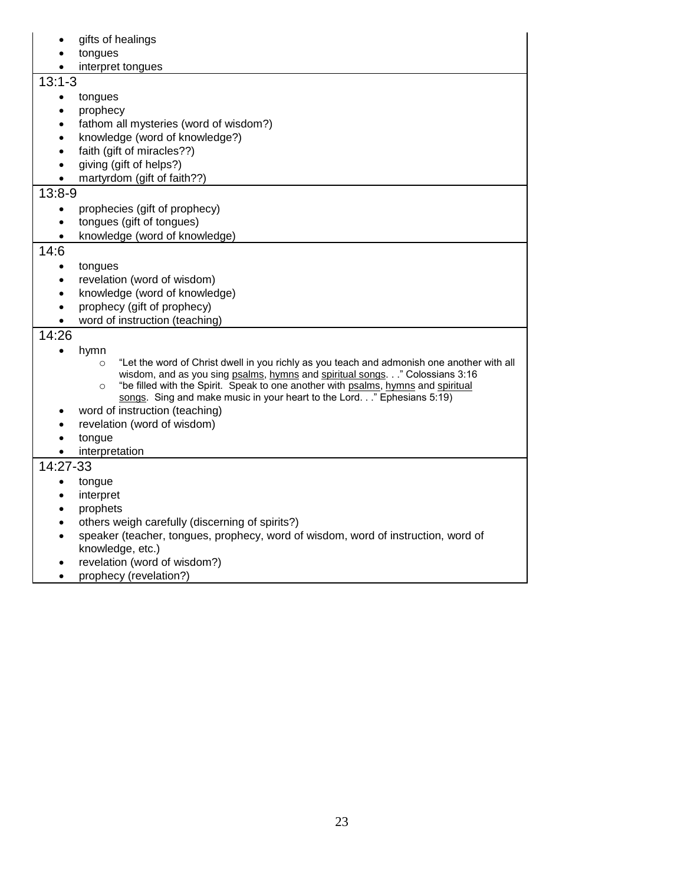- gifts of healings
- tongues
- interpret tongues

13:1-3

- tongues
- prophecy
- fathom all mysteries (word of wisdom?)
- knowledge (word of knowledge?)
- faith (gift of miracles??)
- giving (gift of helps?)
- martyrdom (gift of faith??)

13:8-9

- prophecies (gift of prophecy)
- tongues (gift of tongues)
- knowledge (word of knowledge)

14:6

- tongues
- revelation (word of wisdom)
- knowledge (word of knowledge)
- prophecy (gift of prophecy)
- word of instruction (teaching)

14:26

- hymn
    - "Let the word of Christ dwell in you richly as you teach and admonish one another with all wisdom, and as you sing psalms, hymns and spiritual songs. . ." Colossians 3:16
    - "be filled with the Spirit. Speak to one another with psalms, hymns and spiritual songs. Sing and make music in your heart to the Lord. . ." Ephesians 5:19)
- word of instruction (teaching)
- revelation (word of wisdom)
- tongue
- interpretation

14:27-33

- tongue
- interpret
- prophets
- others weigh carefully (discerning of spirits?)
- speaker (teacher, tongues, prophecy, word of wisdom, word of instruction, word of knowledge, etc.)
- revelation (word of wisdom?)
- prophecy (revelation?)